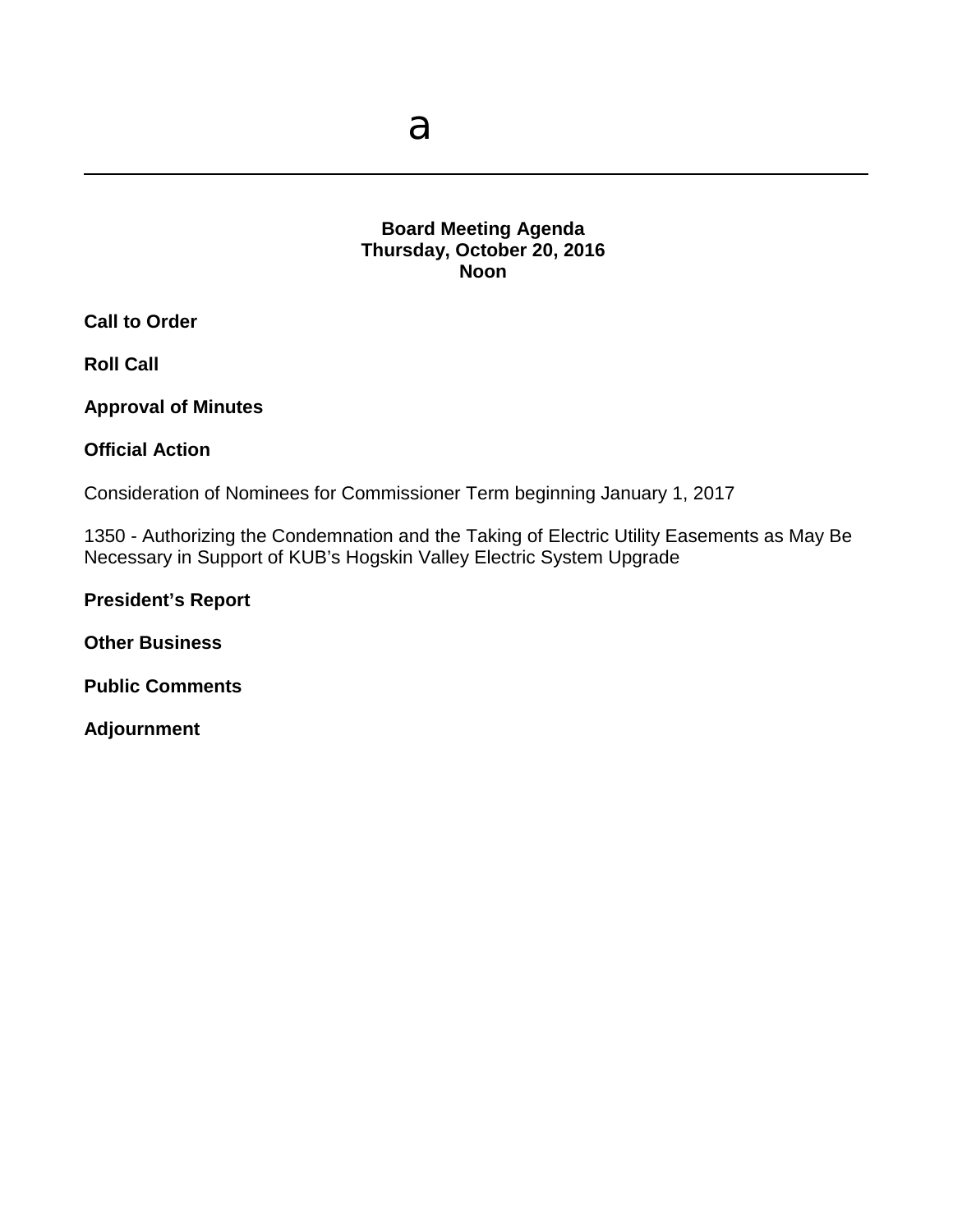a

---

**Board Meeting Agenda**
**Thursday, October 20, 2016**
**Noon**

**Call to Order**

**Roll Call**

**Approval of Minutes**

**Official Action**

Consideration of Nominees for Commissioner Term beginning January 1, 2017

1350 - Authorizing the Condemnation and the Taking of Electric Utility Easements as May Be Necessary in Support of KUB's Hogskin Valley Electric System Upgrade

**President's Report**

**Other Business**

**Public Comments**

**Adjournment**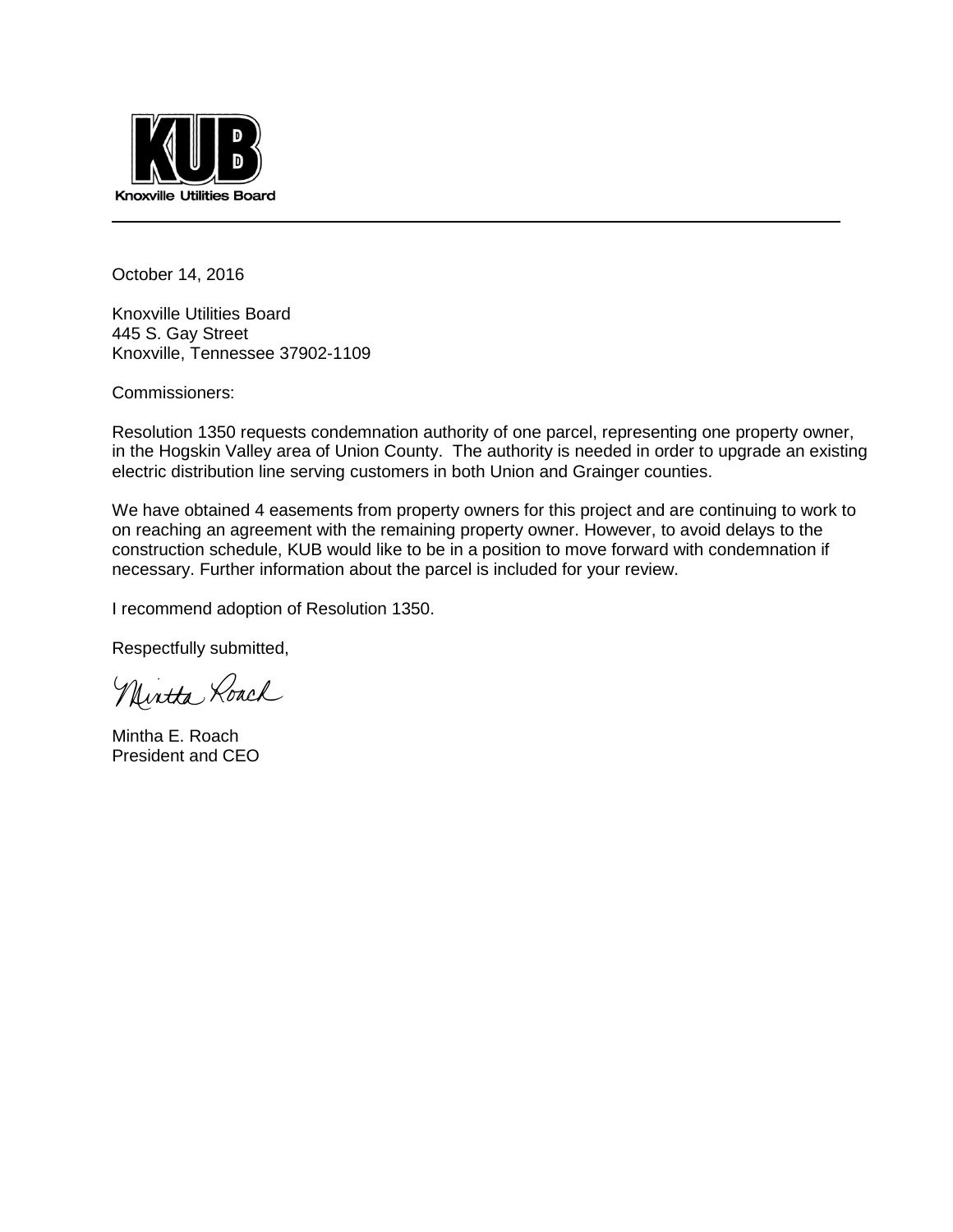**KUB**

Knoxville Utilities Board

October 14, 2016

Knoxville Utilities Board
445 S. Gay Street
Knoxville, Tennessee 37902-1109

Commissioners:

Resolution 1350 requests condemnation authority of one parcel, representing one property owner, in the Hogskin Valley area of Union County. The authority is needed in order to upgrade an existing electric distribution line serving customers in both Union and Grainger counties.

We have obtained 4 easements from property owners for this project and are continuing to work to on reaching an agreement with the remaining property owner. However, to avoid delays to the construction schedule, KUB would like to be in a position to move forward with condemnation if necessary. Further information about the parcel is included for your review.

I recommend adoption of Resolution 1350.

Respectfully submitted,

Mintha Roach

Mintha E. Roach
President and CEO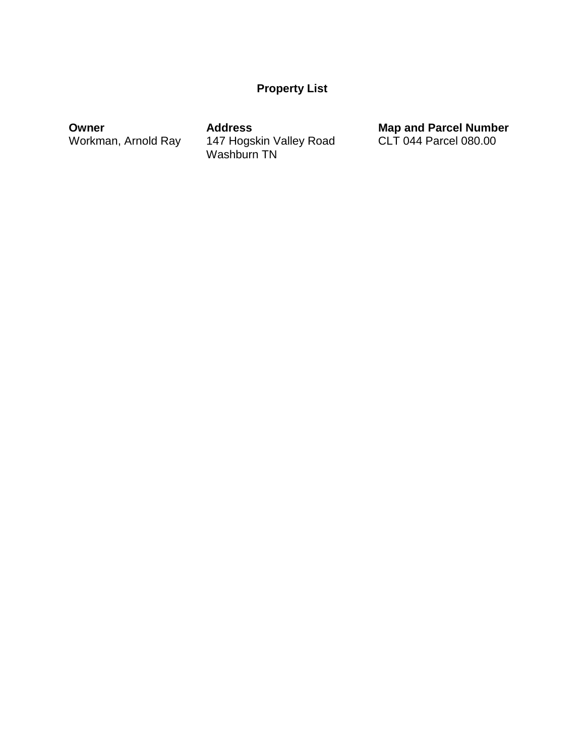# Property List

| Owner | Address | Map and Parcel Number |
| --- | --- | --- |
| Workman, Arnold Ray | 147 Hogskin Valley Road<br>Washburn TN | CLT 044 Parcel 080.00 |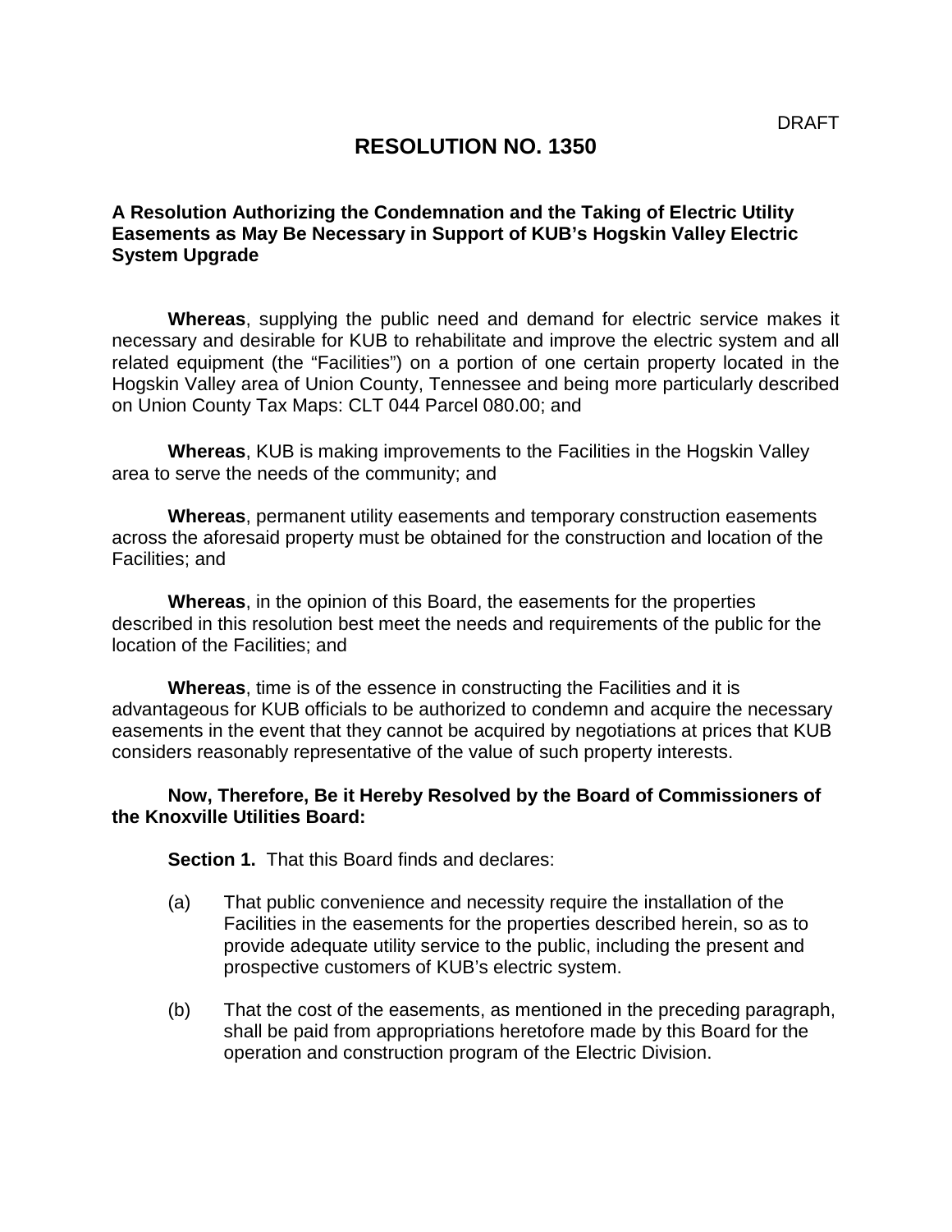DRAFT

# RESOLUTION NO. 1350

**A Resolution Authorizing the Condemnation and the Taking of Electric Utility Easements as May Be Necessary in Support of KUB's Hogskin Valley Electric System Upgrade**

**Whereas**, supplying the public need and demand for electric service makes it necessary and desirable for KUB to rehabilitate and improve the electric system and all related equipment (the "Facilities") on a portion of one certain property located in the Hogskin Valley area of Union County, Tennessee and being more particularly described on Union County Tax Maps: CLT 044 Parcel 080.00; and

**Whereas**, KUB is making improvements to the Facilities in the Hogskin Valley area to serve the needs of the community; and

**Whereas**, permanent utility easements and temporary construction easements across the aforesaid property must be obtained for the construction and location of the Facilities; and

**Whereas**, in the opinion of this Board, the easements for the properties described in this resolution best meet the needs and requirements of the public for the location of the Facilities; and

**Whereas**, time is of the essence in constructing the Facilities and it is advantageous for KUB officials to be authorized to condemn and acquire the necessary easements in the event that they cannot be acquired by negotiations at prices that KUB considers reasonably representative of the value of such property interests.

**Now, Therefore, Be it Hereby Resolved by the Board of Commissioners of the Knoxville Utilities Board:**

**Section 1.** That this Board finds and declares:

(a) That public convenience and necessity require the installation of the Facilities in the easements for the properties described herein, so as to provide adequate utility service to the public, including the present and prospective customers of KUB's electric system.

(b) That the cost of the easements, as mentioned in the preceding paragraph, shall be paid from appropriations heretofore made by this Board for the operation and construction program of the Electric Division.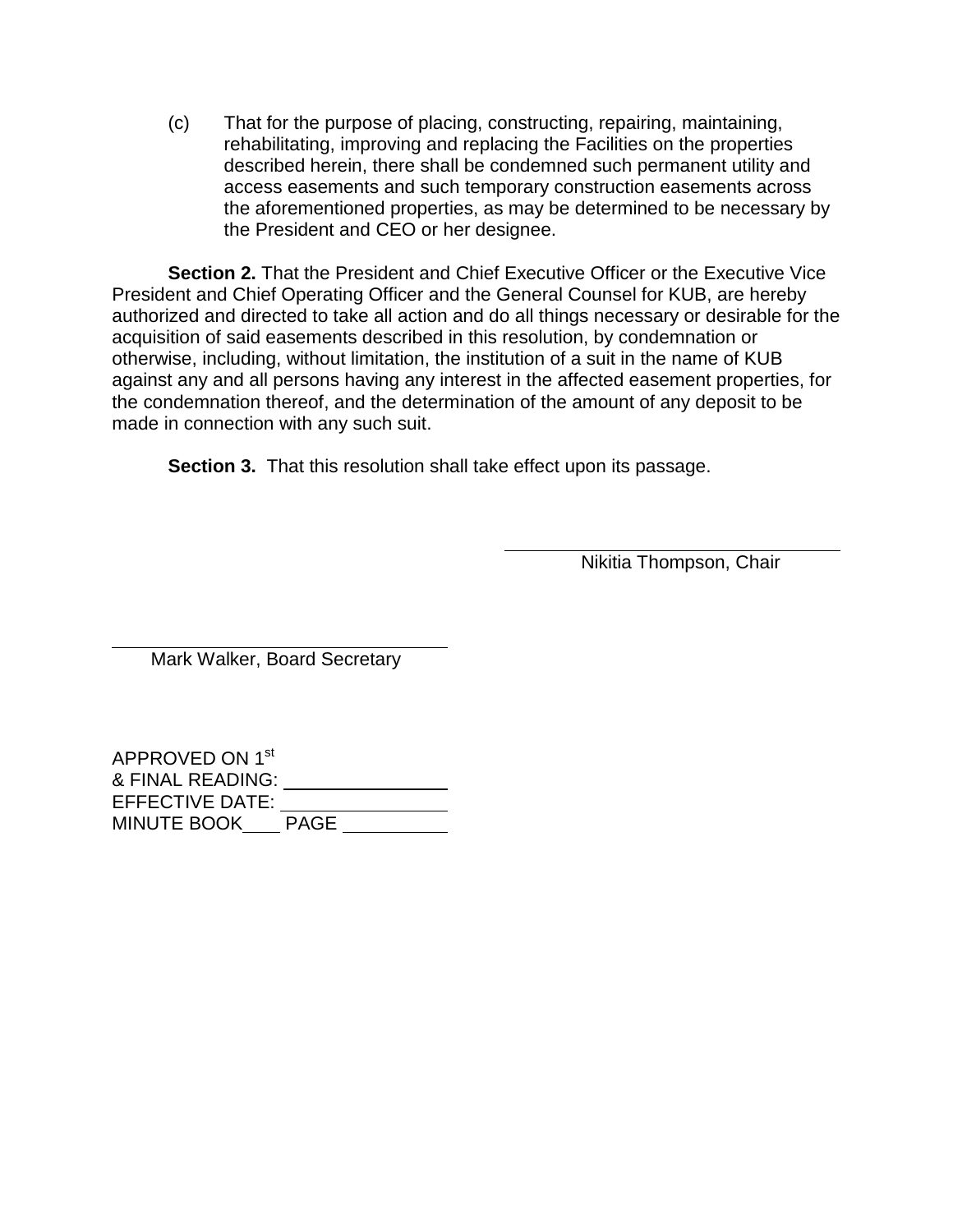(c) That for the purpose of placing, constructing, repairing, maintaining, rehabilitating, improving and replacing the Facilities on the properties described herein, there shall be condemned such permanent utility and access easements and such temporary construction easements across the aforementioned properties, as may be determined to be necessary by the President and CEO or her designee.

**Section 2.** That the President and Chief Executive Officer or the Executive Vice President and Chief Operating Officer and the General Counsel for KUB, are hereby authorized and directed to take all action and do all things necessary or desirable for the acquisition of said easements described in this resolution, by condemnation or otherwise, including, without limitation, the institution of a suit in the name of KUB against any and all persons having any interest in the affected easement properties, for the condemnation thereof, and the determination of the amount of any deposit to be made in connection with any such suit.

**Section 3.** That this resolution shall take effect upon its passage.

\_\_\_\_\_\_\_\_\_\_\_\_\_\_\_\_\_\_\_\_\_\_\_\_\_\_\_\_\_\_\_\_
Nikitia Thompson, Chair

\_\_\_\_\_\_\_\_\_\_\_\_\_\_\_\_\_\_\_\_\_\_\_\_\_\_\_\_\_\_\_\_
Mark Walker, Board Secretary

APPROVED ON 1st
& FINAL READING: \_\_\_\_\_\_\_\_\_\_\_\_\_\_\_\_
EFFECTIVE DATE: \_\_\_\_\_\_\_\_\_\_\_\_\_\_\_\_
MINUTE BOOK\_\_\_\_ PAGE \_\_\_\_\_\_\_\_\_\_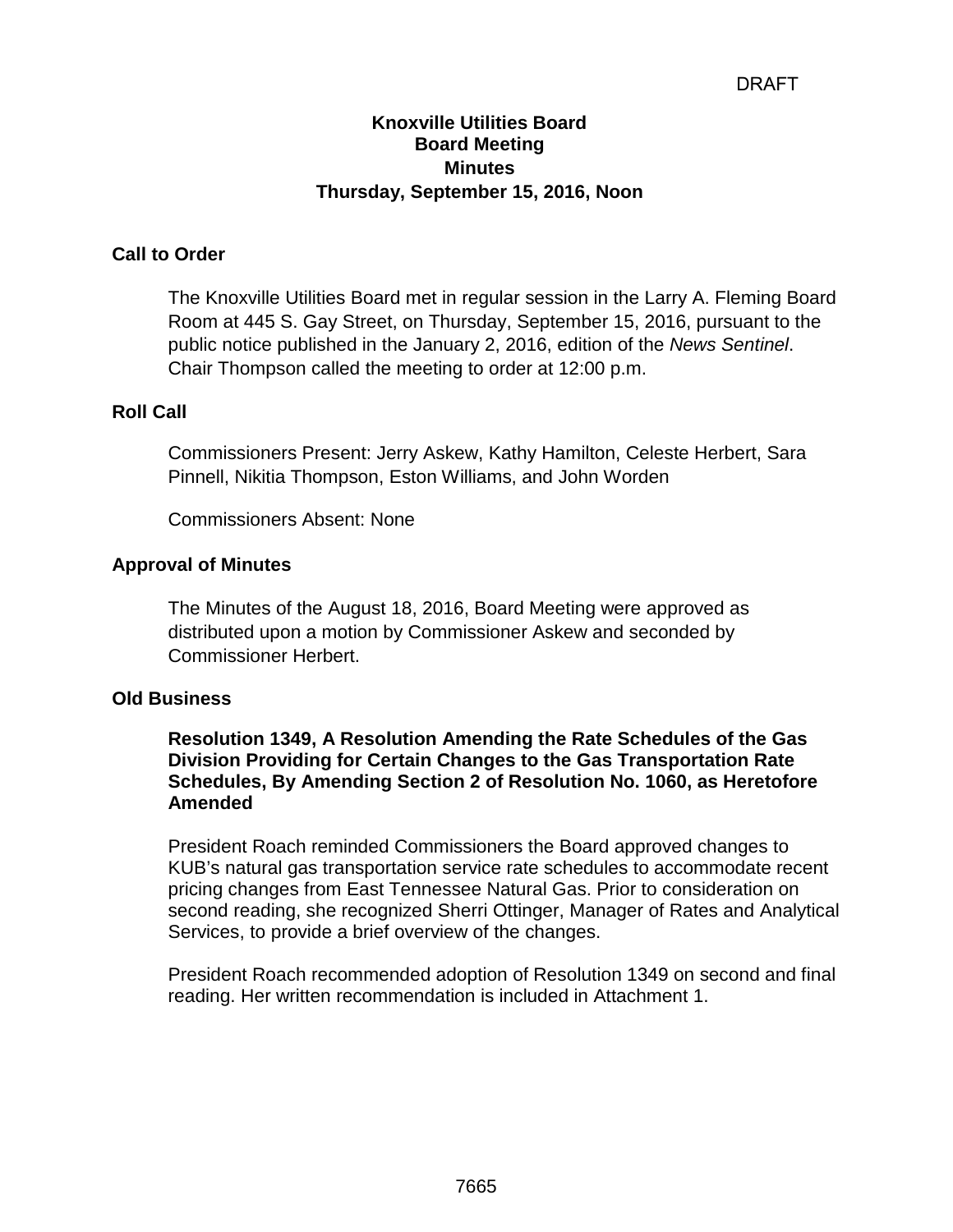DRAFT

# Knoxville Utilities Board
## Board Meeting
## Minutes
## Thursday, September 15, 2016, Noon

### Call to Order

The Knoxville Utilities Board met in regular session in the Larry A. Fleming Board Room at 445 S. Gay Street, on Thursday, September 15, 2016, pursuant to the public notice published in the January 2, 2016, edition of the *News Sentinel*. Chair Thompson called the meeting to order at 12:00 p.m.

### Roll Call

Commissioners Present: Jerry Askew, Kathy Hamilton, Celeste Herbert, Sara Pinnell, Nikitia Thompson, Eston Williams, and John Worden

Commissioners Absent: None

### Approval of Minutes

The Minutes of the August 18, 2016, Board Meeting were approved as distributed upon a motion by Commissioner Askew and seconded by Commissioner Herbert.

### Old Business

**Resolution 1349, A Resolution Amending the Rate Schedules of the Gas Division Providing for Certain Changes to the Gas Transportation Rate Schedules, By Amending Section 2 of Resolution No. 1060, as Heretofore Amended**

President Roach reminded Commissioners the Board approved changes to KUB's natural gas transportation service rate schedules to accommodate recent pricing changes from East Tennessee Natural Gas. Prior to consideration on second reading, she recognized Sherri Ottinger, Manager of Rates and Analytical Services, to provide a brief overview of the changes.

President Roach recommended adoption of Resolution 1349 on second and final reading. Her written recommendation is included in Attachment 1.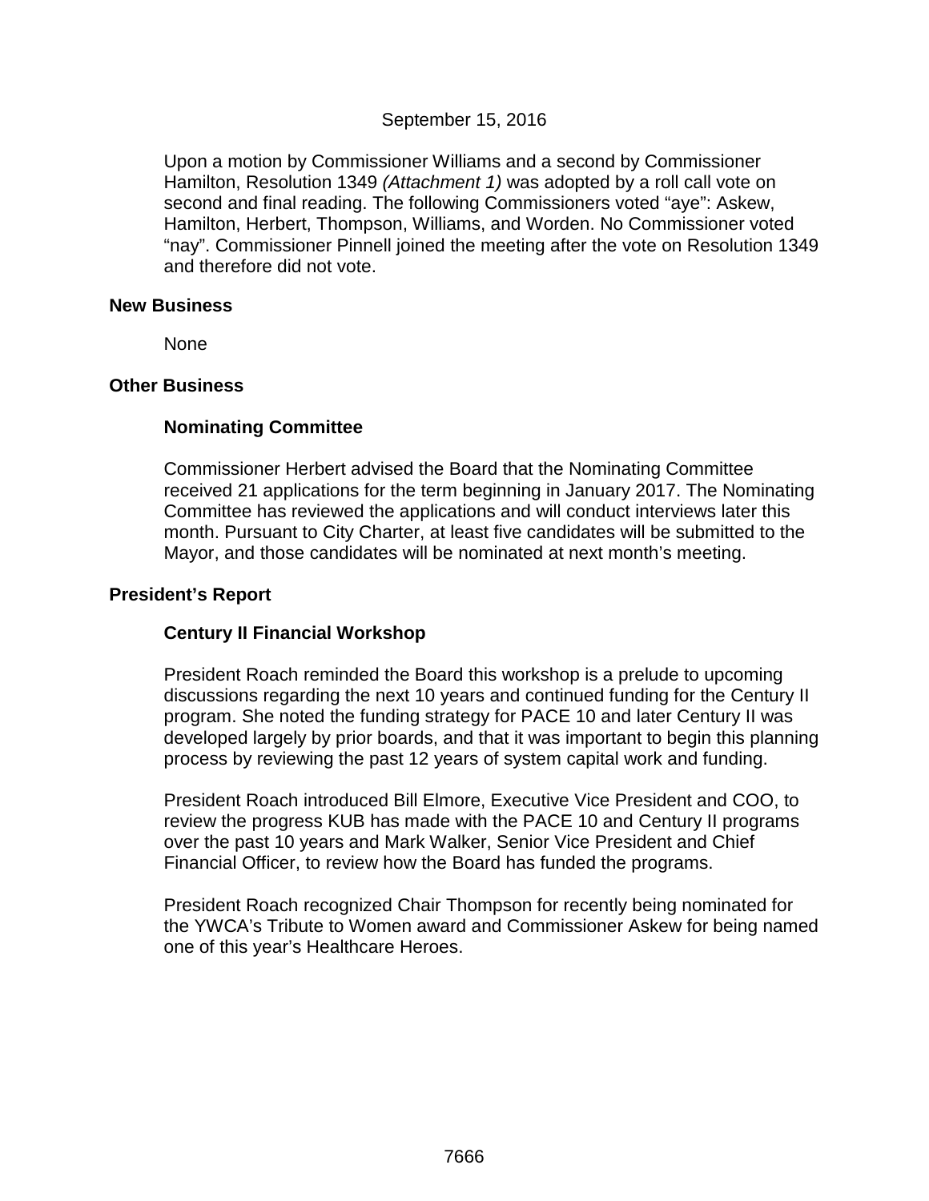September 15, 2016

Upon a motion by Commissioner Williams and a second by Commissioner Hamilton, Resolution 1349 *(Attachment 1)* was adopted by a roll call vote on second and final reading. The following Commissioners voted "aye": Askew, Hamilton, Herbert, Thompson, Williams, and Worden. No Commissioner voted "nay". Commissioner Pinnell joined the meeting after the vote on Resolution 1349 and therefore did not vote.

## New Business

None

## Other Business

### Nominating Committee

Commissioner Herbert advised the Board that the Nominating Committee received 21 applications for the term beginning in January 2017. The Nominating Committee has reviewed the applications and will conduct interviews later this month. Pursuant to City Charter, at least five candidates will be submitted to the Mayor, and those candidates will be nominated at next month's meeting.

## President's Report

### Century II Financial Workshop

President Roach reminded the Board this workshop is a prelude to upcoming discussions regarding the next 10 years and continued funding for the Century II program. She noted the funding strategy for PACE 10 and later Century II was developed largely by prior boards, and that it was important to begin this planning process by reviewing the past 12 years of system capital work and funding.

President Roach introduced Bill Elmore, Executive Vice President and COO, to review the progress KUB has made with the PACE 10 and Century II programs over the past 10 years and Mark Walker, Senior Vice President and Chief Financial Officer, to review how the Board has funded the programs.

President Roach recognized Chair Thompson for recently being nominated for the YWCA's Tribute to Women award and Commissioner Askew for being named one of this year's Healthcare Heroes.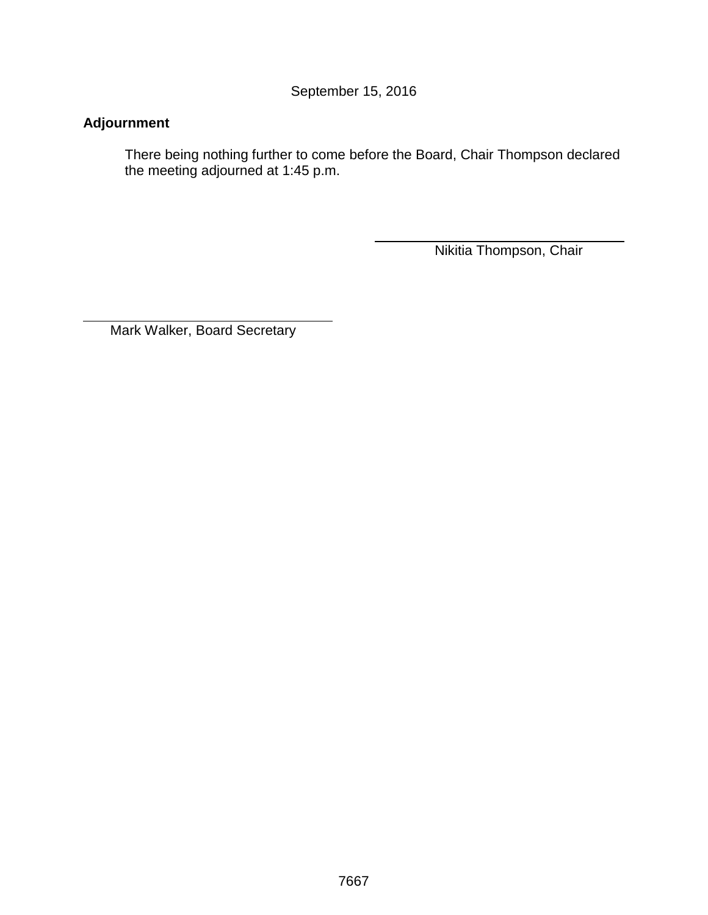September 15, 2016

**Adjournment**

There being nothing further to come before the Board, Chair Thompson declared the meeting adjourned at 1:45 p.m.

\_\_\_\_\_\_\_\_\_\_\_\_\_\_\_\_\_\_\_\_\_\_\_\_\_\_\_\_\_\_
Nikitia Thompson, Chair

\_\_\_\_\_\_\_\_\_\_\_\_\_\_\_\_\_\_\_\_\_\_\_\_\_\_\_\_\_\_
Mark Walker, Board Secretary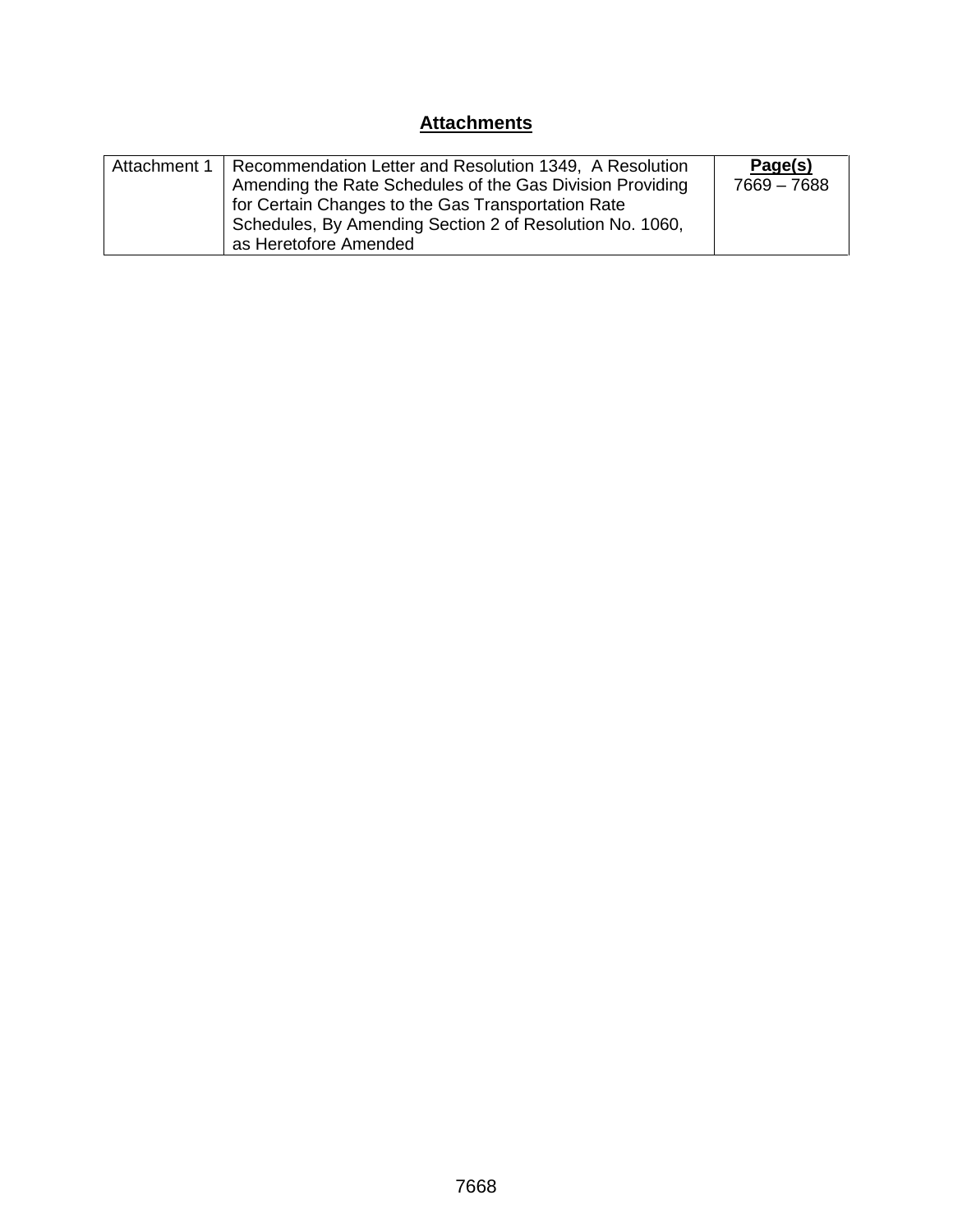## Attachments

| | | Page(s) |
|---|---|---|
| Attachment 1 | Recommendation Letter and Resolution 1349, A Resolution Amending the Rate Schedules of the Gas Division Providing for Certain Changes to the Gas Transportation Rate Schedules, By Amending Section 2 of Resolution No. 1060, as Heretofore Amended | 7669 – 7688 |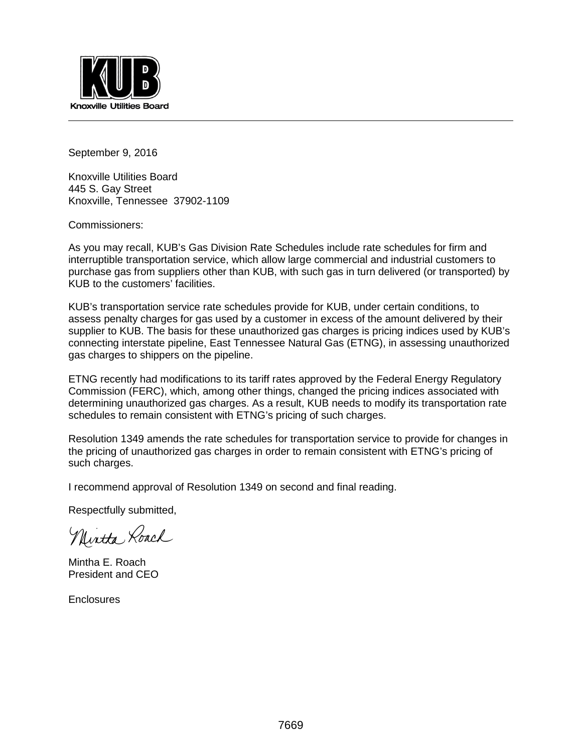Knoxville Utilities Board

September 9, 2016

Knoxville Utilities Board
445 S. Gay Street
Knoxville, Tennessee 37902-1109

Commissioners:

As you may recall, KUB's Gas Division Rate Schedules include rate schedules for firm and interruptible transportation service, which allow large commercial and industrial customers to purchase gas from suppliers other than KUB, with such gas in turn delivered (or transported) by KUB to the customers' facilities.

KUB's transportation service rate schedules provide for KUB, under certain conditions, to assess penalty charges for gas used by a customer in excess of the amount delivered by their supplier to KUB. The basis for these unauthorized gas charges is pricing indices used by KUB's connecting interstate pipeline, East Tennessee Natural Gas (ETNG), in assessing unauthorized gas charges to shippers on the pipeline.

ETNG recently had modifications to its tariff rates approved by the Federal Energy Regulatory Commission (FERC), which, among other things, changed the pricing indices associated with determining unauthorized gas charges. As a result, KUB needs to modify its transportation rate schedules to remain consistent with ETNG's pricing of such charges.

Resolution 1349 amends the rate schedules for transportation service to provide for changes in the pricing of unauthorized gas charges in order to remain consistent with ETNG's pricing of such charges.

I recommend approval of Resolution 1349 on second and final reading.

Respectfully submitted,

Mintha Roach

Mintha E. Roach
President and CEO

Enclosures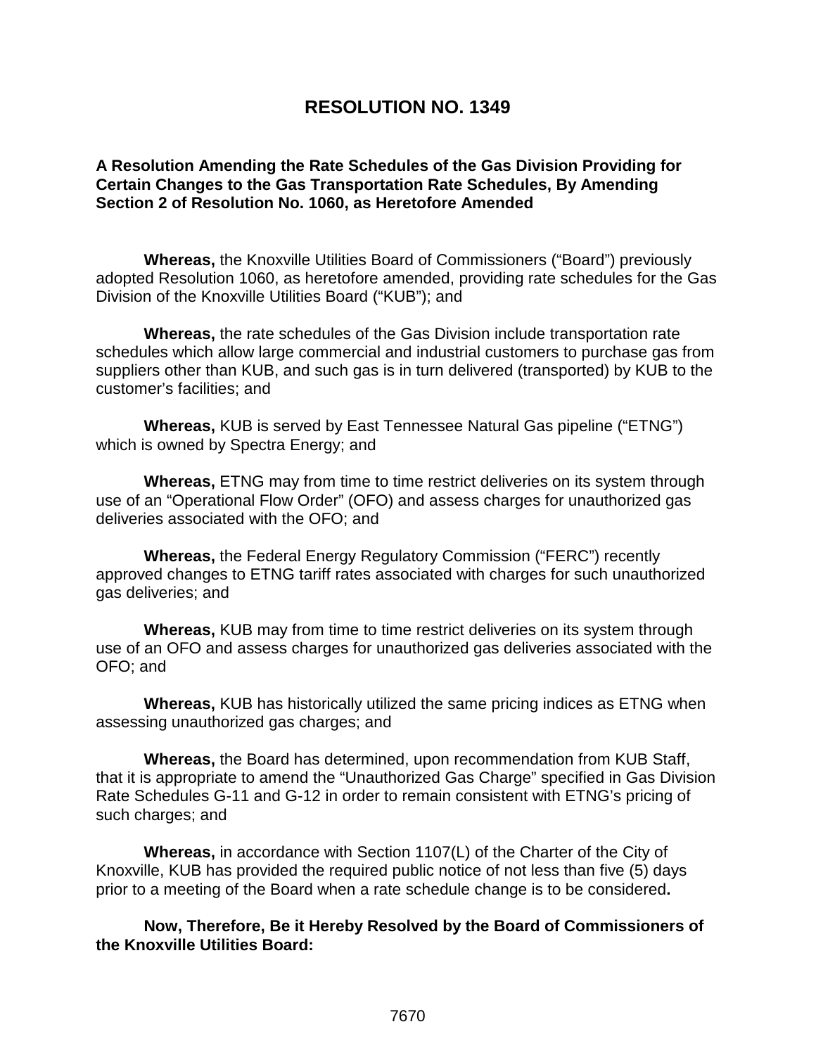# RESOLUTION NO. 1349

**A Resolution Amending the Rate Schedules of the Gas Division Providing for Certain Changes to the Gas Transportation Rate Schedules, By Amending Section 2 of Resolution No. 1060, as Heretofore Amended**

**Whereas,** the Knoxville Utilities Board of Commissioners ("Board") previously adopted Resolution 1060, as heretofore amended, providing rate schedules for the Gas Division of the Knoxville Utilities Board ("KUB"); and

**Whereas,** the rate schedules of the Gas Division include transportation rate schedules which allow large commercial and industrial customers to purchase gas from suppliers other than KUB, and such gas is in turn delivered (transported) by KUB to the customer's facilities; and

**Whereas,** KUB is served by East Tennessee Natural Gas pipeline ("ETNG") which is owned by Spectra Energy; and

**Whereas,** ETNG may from time to time restrict deliveries on its system through use of an "Operational Flow Order" (OFO) and assess charges for unauthorized gas deliveries associated with the OFO; and

**Whereas,** the Federal Energy Regulatory Commission ("FERC") recently approved changes to ETNG tariff rates associated with charges for such unauthorized gas deliveries; and

**Whereas,** KUB may from time to time restrict deliveries on its system through use of an OFO and assess charges for unauthorized gas deliveries associated with the OFO; and

**Whereas,** KUB has historically utilized the same pricing indices as ETNG when assessing unauthorized gas charges; and

**Whereas,** the Board has determined, upon recommendation from KUB Staff, that it is appropriate to amend the "Unauthorized Gas Charge" specified in Gas Division Rate Schedules G-11 and G-12 in order to remain consistent with ETNG's pricing of such charges; and

**Whereas,** in accordance with Section 1107(L) of the Charter of the City of Knoxville, KUB has provided the required public notice of not less than five (5) days prior to a meeting of the Board when a rate schedule change is to be considered**.**

**Now, Therefore, Be it Hereby Resolved by the Board of Commissioners of the Knoxville Utilities Board:**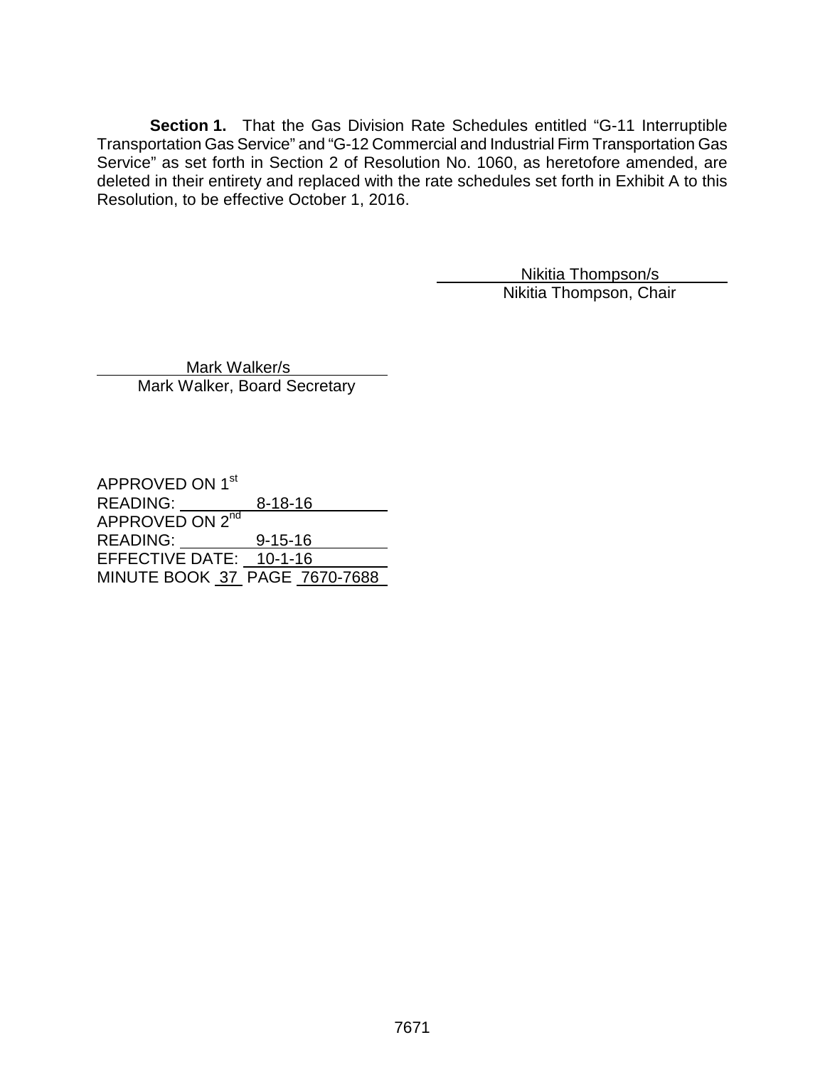**Section 1.** That the Gas Division Rate Schedules entitled "G-11 Interruptible Transportation Gas Service" and "G-12 Commercial and Industrial Firm Transportation Gas Service" as set forth in Section 2 of Resolution No. 1060, as heretofore amended, are deleted in their entirety and replaced with the rate schedules set forth in Exhibit A to this Resolution, to be effective October 1, 2016.

Nikitia Thompson/s
Nikitia Thompson, Chair

Mark Walker/s
Mark Walker, Board Secretary

APPROVED ON 1st READING: 8-18-16
APPROVED ON 2nd READING: 9-15-16
EFFECTIVE DATE: 10-1-16
MINUTE BOOK 37 PAGE 7670-7688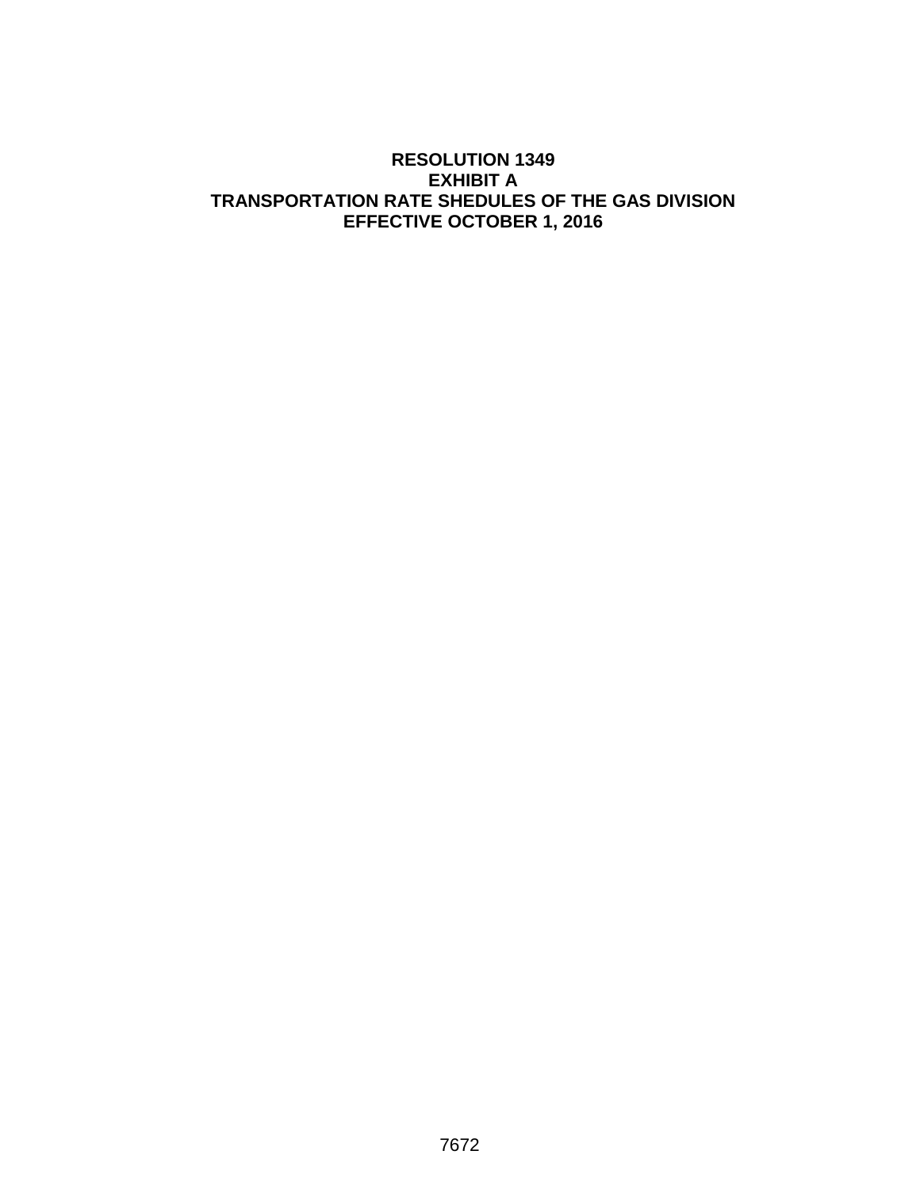# RESOLUTION 1349
# EXHIBIT A
# TRANSPORTATION RATE SHEDULES OF THE GAS DIVISION
# EFFECTIVE OCTOBER 1, 2016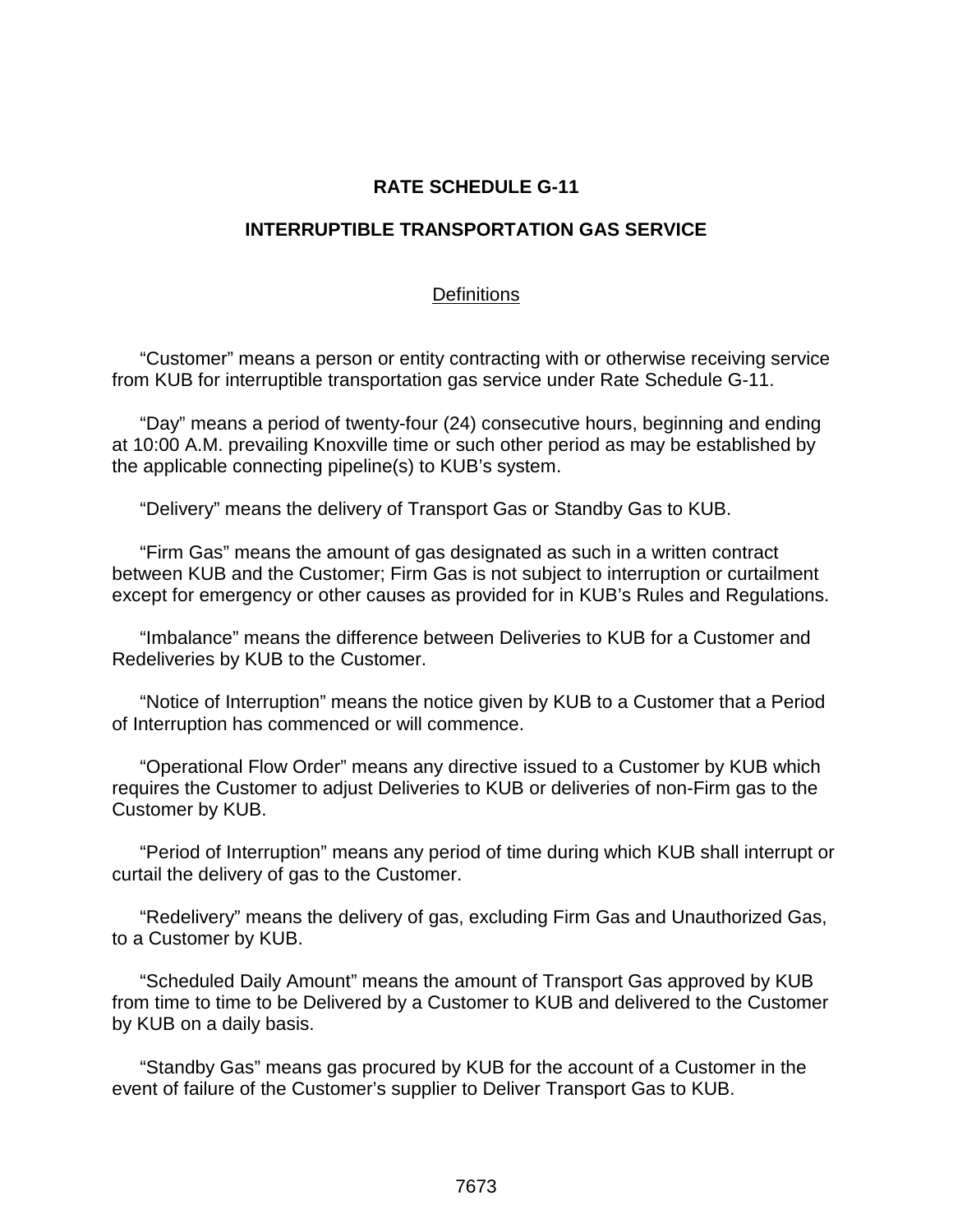# RATE SCHEDULE G-11

## INTERRUPTIBLE TRANSPORTATION GAS SERVICE

### Definitions

"Customer" means a person or entity contracting with or otherwise receiving service from KUB for interruptible transportation gas service under Rate Schedule G-11.

"Day" means a period of twenty-four (24) consecutive hours, beginning and ending at 10:00 A.M. prevailing Knoxville time or such other period as may be established by the applicable connecting pipeline(s) to KUB's system.

"Delivery" means the delivery of Transport Gas or Standby Gas to KUB.

"Firm Gas" means the amount of gas designated as such in a written contract between KUB and the Customer; Firm Gas is not subject to interruption or curtailment except for emergency or other causes as provided for in KUB's Rules and Regulations.

"Imbalance" means the difference between Deliveries to KUB for a Customer and Redeliveries by KUB to the Customer.

"Notice of Interruption" means the notice given by KUB to a Customer that a Period of Interruption has commenced or will commence.

"Operational Flow Order" means any directive issued to a Customer by KUB which requires the Customer to adjust Deliveries to KUB or deliveries of non-Firm gas to the Customer by KUB.

"Period of Interruption" means any period of time during which KUB shall interrupt or curtail the delivery of gas to the Customer.

"Redelivery" means the delivery of gas, excluding Firm Gas and Unauthorized Gas, to a Customer by KUB.

"Scheduled Daily Amount" means the amount of Transport Gas approved by KUB from time to time to be Delivered by a Customer to KUB and delivered to the Customer by KUB on a daily basis.

"Standby Gas" means gas procured by KUB for the account of a Customer in the event of failure of the Customer's supplier to Deliver Transport Gas to KUB.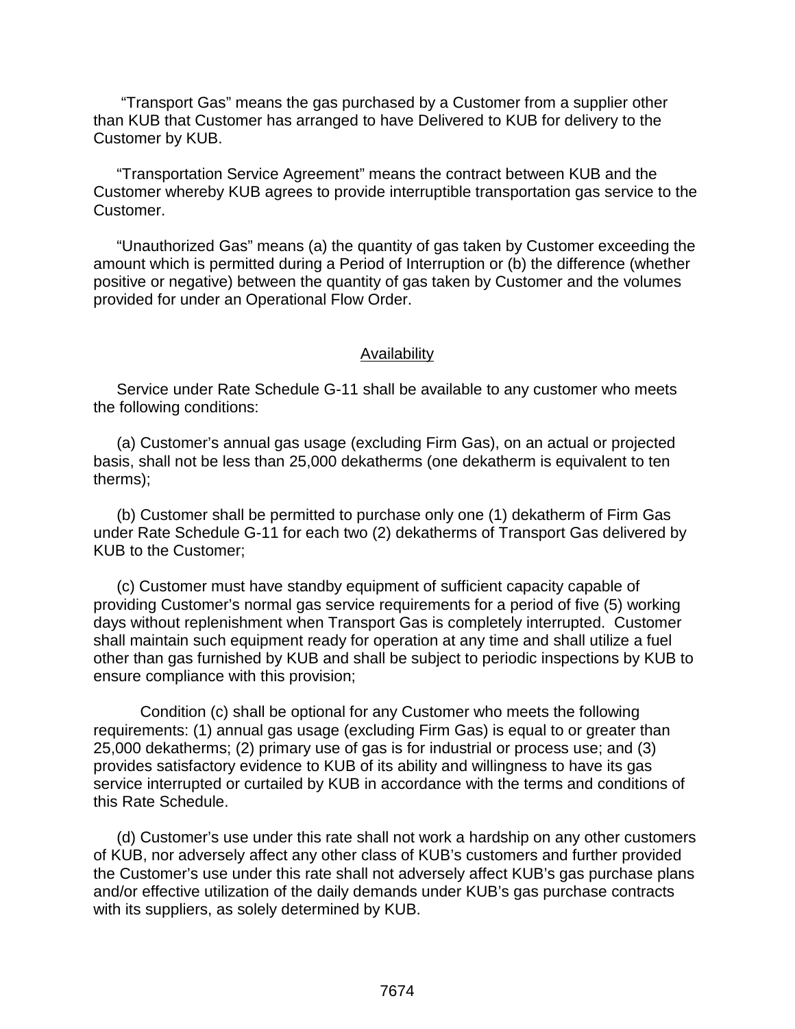"Transport Gas" means the gas purchased by a Customer from a supplier other than KUB that Customer has arranged to have Delivered to KUB for delivery to the Customer by KUB.

"Transportation Service Agreement" means the contract between KUB and the Customer whereby KUB agrees to provide interruptible transportation gas service to the Customer.

"Unauthorized Gas" means (a) the quantity of gas taken by Customer exceeding the amount which is permitted during a Period of Interruption or (b) the difference (whether positive or negative) between the quantity of gas taken by Customer and the volumes provided for under an Operational Flow Order.

## Availability

Service under Rate Schedule G-11 shall be available to any customer who meets the following conditions:

(a) Customer's annual gas usage (excluding Firm Gas), on an actual or projected basis, shall not be less than 25,000 dekatherms (one dekatherm is equivalent to ten therms);

(b) Customer shall be permitted to purchase only one (1) dekatherm of Firm Gas under Rate Schedule G-11 for each two (2) dekatherms of Transport Gas delivered by KUB to the Customer;

(c) Customer must have standby equipment of sufficient capacity capable of providing Customer's normal gas service requirements for a period of five (5) working days without replenishment when Transport Gas is completely interrupted. Customer shall maintain such equipment ready for operation at any time and shall utilize a fuel other than gas furnished by KUB and shall be subject to periodic inspections by KUB to ensure compliance with this provision;

Condition (c) shall be optional for any Customer who meets the following requirements: (1) annual gas usage (excluding Firm Gas) is equal to or greater than 25,000 dekatherms; (2) primary use of gas is for industrial or process use; and (3) provides satisfactory evidence to KUB of its ability and willingness to have its gas service interrupted or curtailed by KUB in accordance with the terms and conditions of this Rate Schedule.

(d) Customer's use under this rate shall not work a hardship on any other customers of KUB, nor adversely affect any other class of KUB's customers and further provided the Customer's use under this rate shall not adversely affect KUB's gas purchase plans and/or effective utilization of the daily demands under KUB's gas purchase contracts with its suppliers, as solely determined by KUB.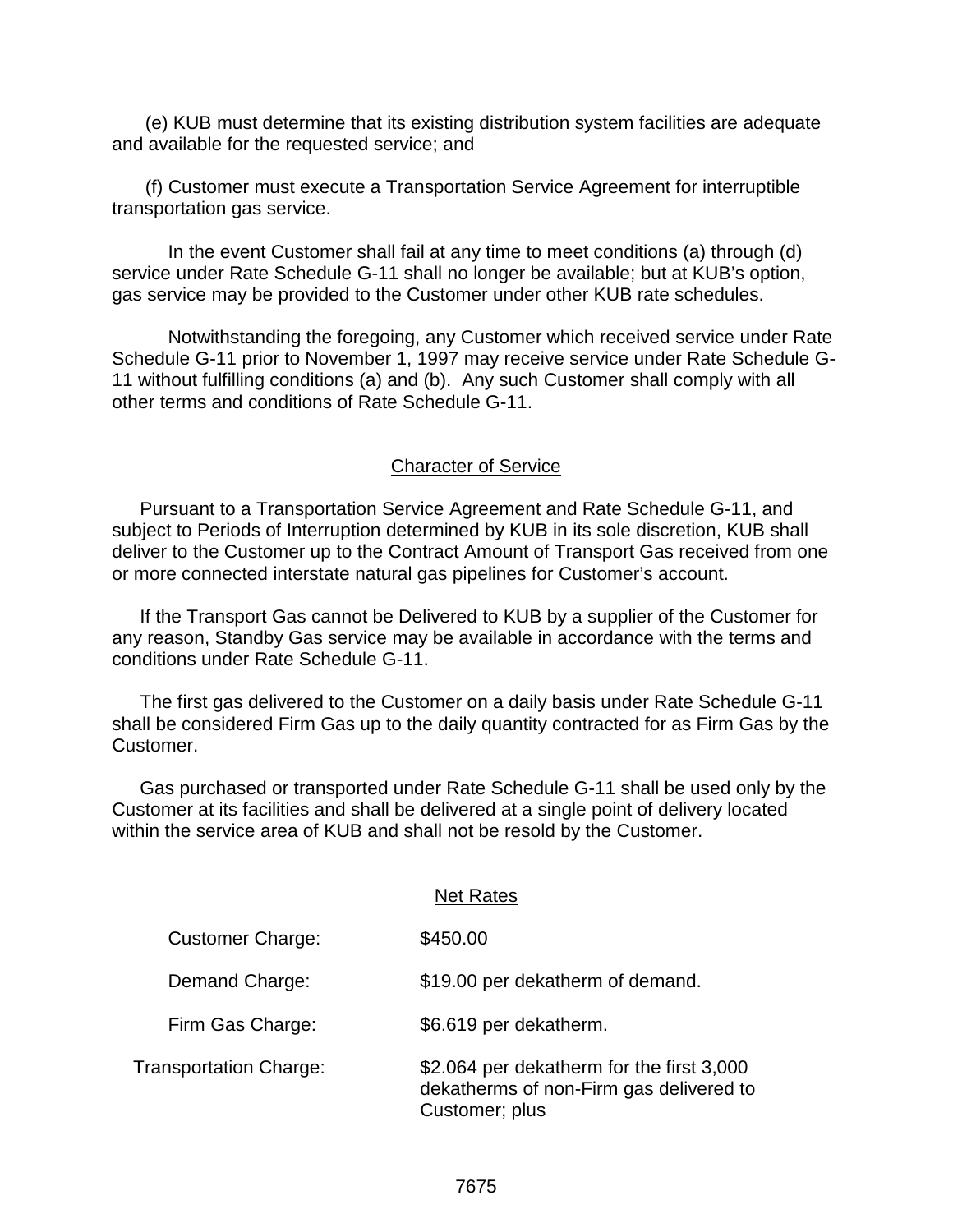(e) KUB must determine that its existing distribution system facilities are adequate and available for the requested service; and

(f) Customer must execute a Transportation Service Agreement for interruptible transportation gas service.

In the event Customer shall fail at any time to meet conditions (a) through (d) service under Rate Schedule G-11 shall no longer be available; but at KUB's option, gas service may be provided to the Customer under other KUB rate schedules.

Notwithstanding the foregoing, any Customer which received service under Rate Schedule G-11 prior to November 1, 1997 may receive service under Rate Schedule G-11 without fulfilling conditions (a) and (b). Any such Customer shall comply with all other terms and conditions of Rate Schedule G-11.

## Character of Service

Pursuant to a Transportation Service Agreement and Rate Schedule G-11, and subject to Periods of Interruption determined by KUB in its sole discretion, KUB shall deliver to the Customer up to the Contract Amount of Transport Gas received from one or more connected interstate natural gas pipelines for Customer's account.

If the Transport Gas cannot be Delivered to KUB by a supplier of the Customer for any reason, Standby Gas service may be available in accordance with the terms and conditions under Rate Schedule G-11.

The first gas delivered to the Customer on a daily basis under Rate Schedule G-11 shall be considered Firm Gas up to the daily quantity contracted for as Firm Gas by the Customer.

Gas purchased or transported under Rate Schedule G-11 shall be used only by the Customer at its facilities and shall be delivered at a single point of delivery located within the service area of KUB and shall not be resold by the Customer.

## Net Rates

| | |
|---|---|
| Customer Charge: | $450.00 |
| Demand Charge: | $19.00 per dekatherm of demand. |
| Firm Gas Charge: | $6.619 per dekatherm. |
| Transportation Charge: | $2.064 per dekatherm for the first 3,000 dekatherms of non-Firm gas delivered to Customer; plus |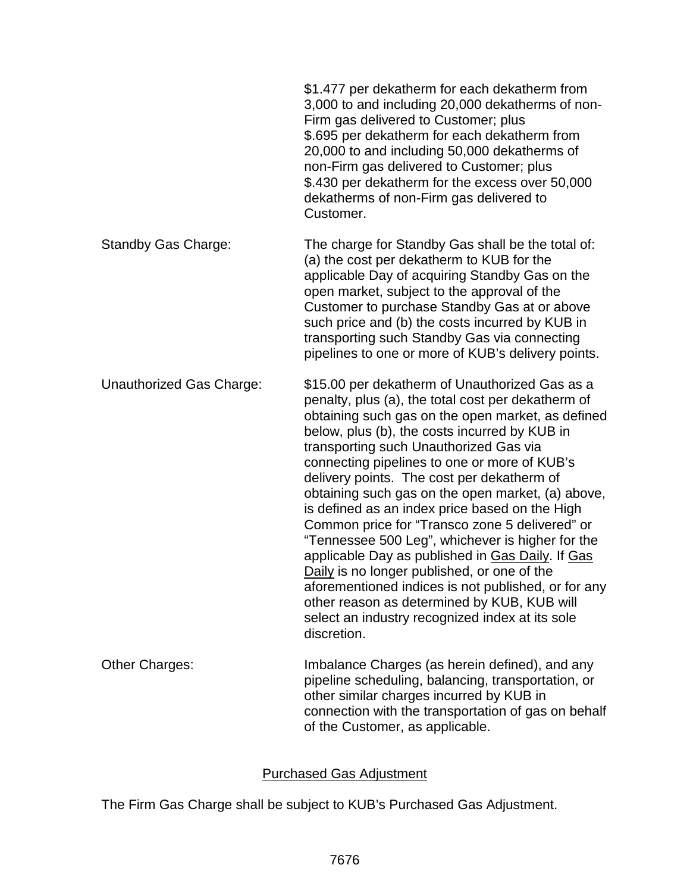| | |
|---|---|
| | \$1.477 per dekatherm for each dekatherm from 3,000 to and including 20,000 dekatherms of non-Firm gas delivered to Customer; plus<br>\$.695 per dekatherm for each dekatherm from 20,000 to and including 50,000 dekatherms of non-Firm gas delivered to Customer; plus<br>\$.430 per dekatherm for the excess over 50,000 dekatherms of non-Firm gas delivered to Customer. |
| Standby Gas Charge: | The charge for Standby Gas shall be the total of: (a) the cost per dekatherm to KUB for the applicable Day of acquiring Standby Gas on the open market, subject to the approval of the Customer to purchase Standby Gas at or above such price and (b) the costs incurred by KUB in transporting such Standby Gas via connecting pipelines to one or more of KUB's delivery points. |
| Unauthorized Gas Charge: | \$15.00 per dekatherm of Unauthorized Gas as a penalty, plus (a), the total cost per dekatherm of obtaining such gas on the open market, as defined below, plus (b), the costs incurred by KUB in transporting such Unauthorized Gas via connecting pipelines to one or more of KUB's delivery points. The cost per dekatherm of obtaining such gas on the open market, (a) above, is defined as an index price based on the High Common price for "Transco zone 5 delivered" or "Tennessee 500 Leg", whichever is higher for the applicable Day as published in <u>Gas Daily</u>. If <u>Gas Daily</u> is no longer published, or one of the aforementioned indices is not published, or for any other reason as determined by KUB, KUB will select an industry recognized index at its sole discretion. |
| Other Charges: | Imbalance Charges (as herein defined), and any pipeline scheduling, balancing, transportation, or other similar charges incurred by KUB in connection with the transportation of gas on behalf of the Customer, as applicable. |

## <u>Purchased Gas Adjustment</u>

The Firm Gas Charge shall be subject to KUB's Purchased Gas Adjustment.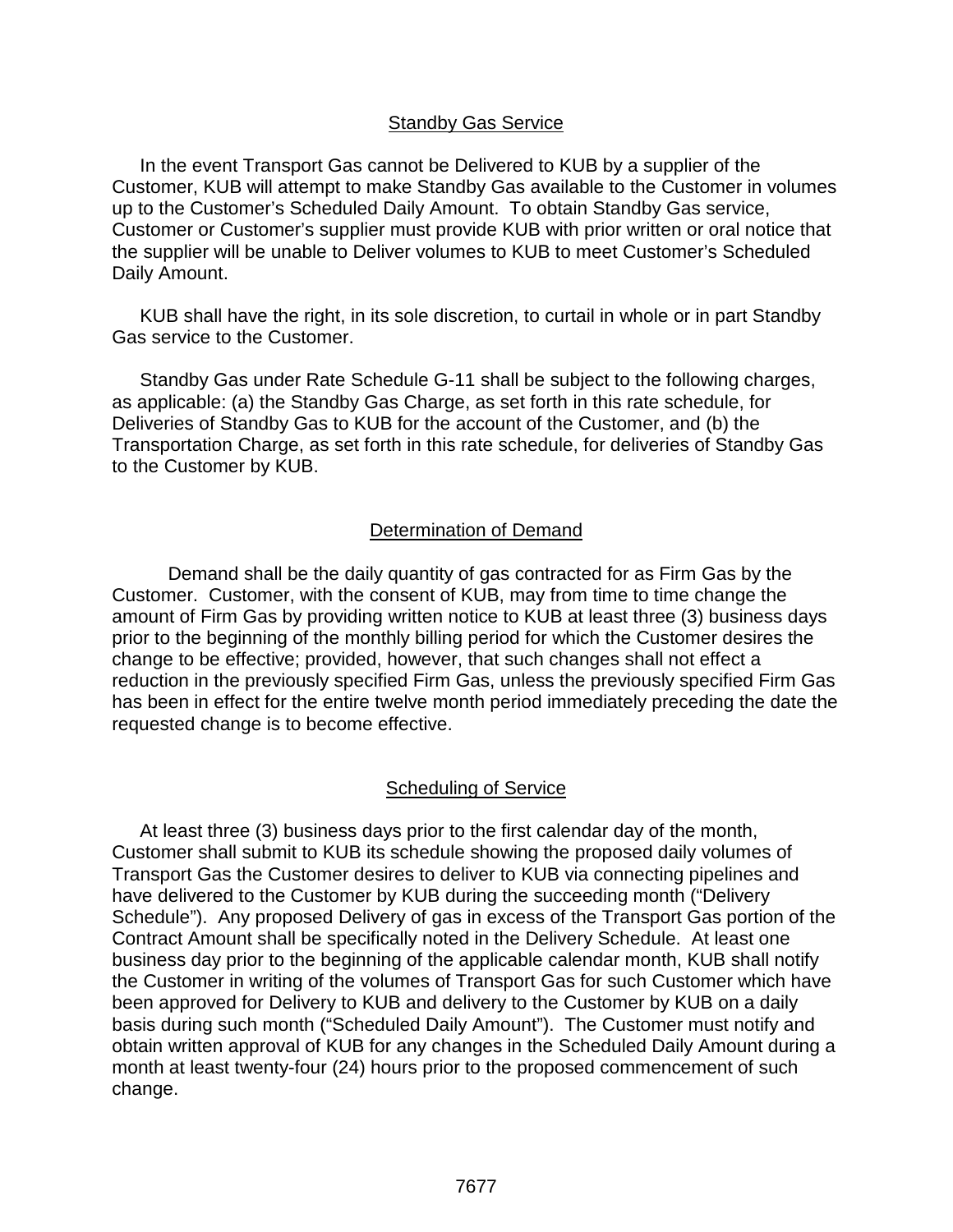## Standby Gas Service

In the event Transport Gas cannot be Delivered to KUB by a supplier of the Customer, KUB will attempt to make Standby Gas available to the Customer in volumes up to the Customer's Scheduled Daily Amount. To obtain Standby Gas service, Customer or Customer's supplier must provide KUB with prior written or oral notice that the supplier will be unable to Deliver volumes to KUB to meet Customer's Scheduled Daily Amount.

KUB shall have the right, in its sole discretion, to curtail in whole or in part Standby Gas service to the Customer.

Standby Gas under Rate Schedule G-11 shall be subject to the following charges, as applicable: (a) the Standby Gas Charge, as set forth in this rate schedule, for Deliveries of Standby Gas to KUB for the account of the Customer, and (b) the Transportation Charge, as set forth in this rate schedule, for deliveries of Standby Gas to the Customer by KUB.

## Determination of Demand

Demand shall be the daily quantity of gas contracted for as Firm Gas by the Customer. Customer, with the consent of KUB, may from time to time change the amount of Firm Gas by providing written notice to KUB at least three (3) business days prior to the beginning of the monthly billing period for which the Customer desires the change to be effective; provided, however, that such changes shall not effect a reduction in the previously specified Firm Gas, unless the previously specified Firm Gas has been in effect for the entire twelve month period immediately preceding the date the requested change is to become effective.

## Scheduling of Service

At least three (3) business days prior to the first calendar day of the month, Customer shall submit to KUB its schedule showing the proposed daily volumes of Transport Gas the Customer desires to deliver to KUB via connecting pipelines and have delivered to the Customer by KUB during the succeeding month ("Delivery Schedule"). Any proposed Delivery of gas in excess of the Transport Gas portion of the Contract Amount shall be specifically noted in the Delivery Schedule. At least one business day prior to the beginning of the applicable calendar month, KUB shall notify the Customer in writing of the volumes of Transport Gas for such Customer which have been approved for Delivery to KUB and delivery to the Customer by KUB on a daily basis during such month ("Scheduled Daily Amount"). The Customer must notify and obtain written approval of KUB for any changes in the Scheduled Daily Amount during a month at least twenty-four (24) hours prior to the proposed commencement of such change.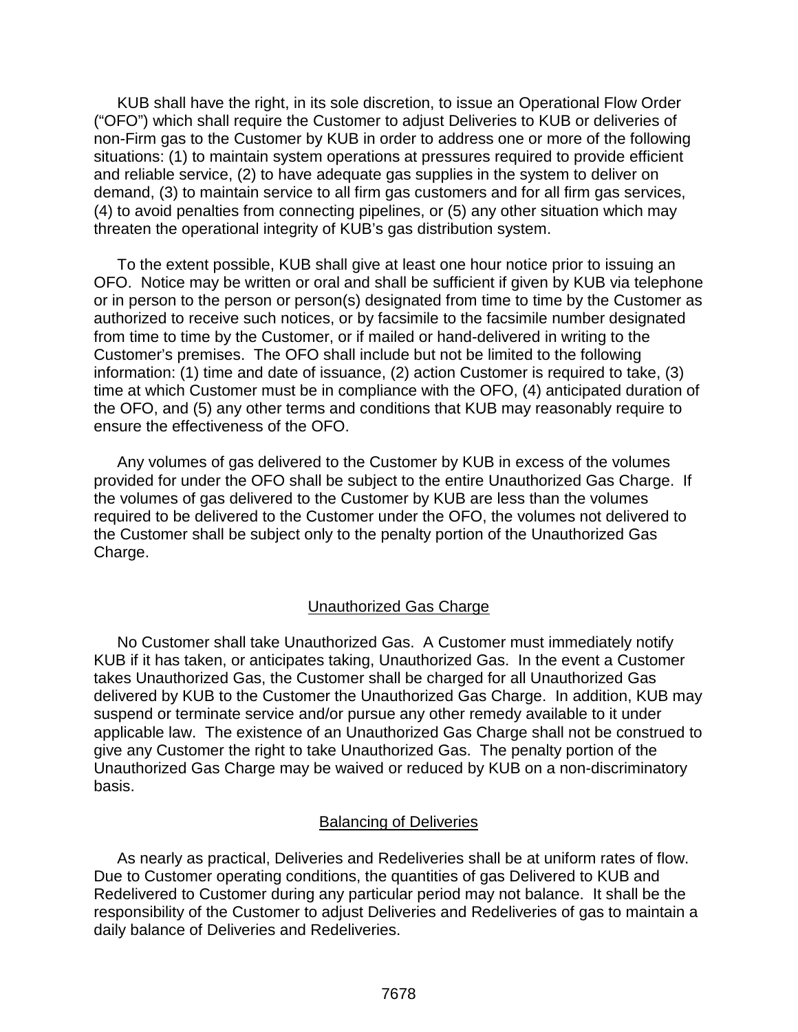KUB shall have the right, in its sole discretion, to issue an Operational Flow Order ("OFO") which shall require the Customer to adjust Deliveries to KUB or deliveries of non-Firm gas to the Customer by KUB in order to address one or more of the following situations: (1) to maintain system operations at pressures required to provide efficient and reliable service, (2) to have adequate gas supplies in the system to deliver on demand, (3) to maintain service to all firm gas customers and for all firm gas services, (4) to avoid penalties from connecting pipelines, or (5) any other situation which may threaten the operational integrity of KUB's gas distribution system.

To the extent possible, KUB shall give at least one hour notice prior to issuing an OFO. Notice may be written or oral and shall be sufficient if given by KUB via telephone or in person to the person or person(s) designated from time to time by the Customer as authorized to receive such notices, or by facsimile to the facsimile number designated from time to time by the Customer, or if mailed or hand-delivered in writing to the Customer's premises. The OFO shall include but not be limited to the following information: (1) time and date of issuance, (2) action Customer is required to take, (3) time at which Customer must be in compliance with the OFO, (4) anticipated duration of the OFO, and (5) any other terms and conditions that KUB may reasonably require to ensure the effectiveness of the OFO.

Any volumes of gas delivered to the Customer by KUB in excess of the volumes provided for under the OFO shall be subject to the entire Unauthorized Gas Charge. If the volumes of gas delivered to the Customer by KUB are less than the volumes required to be delivered to the Customer under the OFO, the volumes not delivered to the Customer shall be subject only to the penalty portion of the Unauthorized Gas Charge.

## Unauthorized Gas Charge

No Customer shall take Unauthorized Gas. A Customer must immediately notify KUB if it has taken, or anticipates taking, Unauthorized Gas. In the event a Customer takes Unauthorized Gas, the Customer shall be charged for all Unauthorized Gas delivered by KUB to the Customer the Unauthorized Gas Charge. In addition, KUB may suspend or terminate service and/or pursue any other remedy available to it under applicable law. The existence of an Unauthorized Gas Charge shall not be construed to give any Customer the right to take Unauthorized Gas. The penalty portion of the Unauthorized Gas Charge may be waived or reduced by KUB on a non-discriminatory basis.

## Balancing of Deliveries

As nearly as practical, Deliveries and Redeliveries shall be at uniform rates of flow. Due to Customer operating conditions, the quantities of gas Delivered to KUB and Redelivered to Customer during any particular period may not balance. It shall be the responsibility of the Customer to adjust Deliveries and Redeliveries of gas to maintain a daily balance of Deliveries and Redeliveries.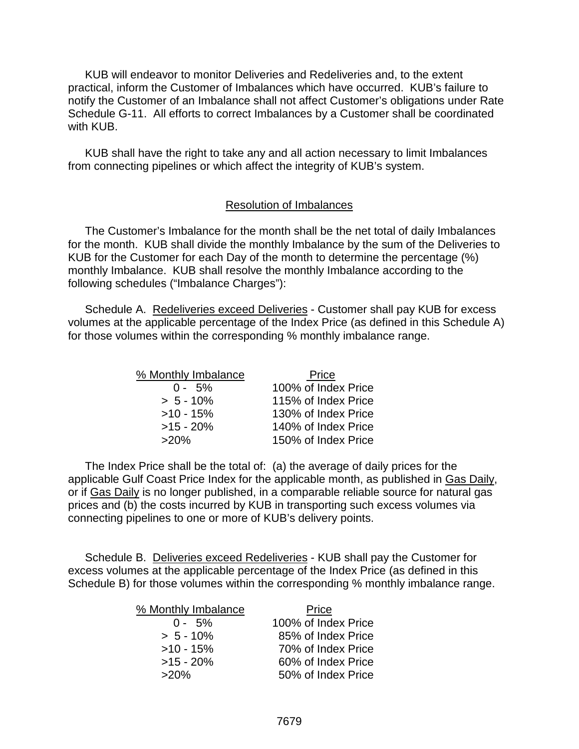KUB will endeavor to monitor Deliveries and Redeliveries and, to the extent practical, inform the Customer of Imbalances which have occurred. KUB's failure to notify the Customer of an Imbalance shall not affect Customer's obligations under Rate Schedule G-11. All efforts to correct Imbalances by a Customer shall be coordinated with KUB.

KUB shall have the right to take any and all action necessary to limit Imbalances from connecting pipelines or which affect the integrity of KUB's system.

## Resolution of Imbalances

The Customer's Imbalance for the month shall be the net total of daily Imbalances for the month. KUB shall divide the monthly Imbalance by the sum of the Deliveries to KUB for the Customer for each Day of the month to determine the percentage (%) monthly Imbalance. KUB shall resolve the monthly Imbalance according to the following schedules ("Imbalance Charges"):

Schedule A. Redeliveries exceed Deliveries - Customer shall pay KUB for excess volumes at the applicable percentage of the Index Price (as defined in this Schedule A) for those volumes within the corresponding % monthly imbalance range.

| % Monthly Imbalance | Price |
|---|---|
| 0 - 5% | 100% of Index Price |
| > 5 - 10% | 115% of Index Price |
| >10 - 15% | 130% of Index Price |
| >15 - 20% | 140% of Index Price |
| >20% | 150% of Index Price |

The Index Price shall be the total of: (a) the average of daily prices for the applicable Gulf Coast Price Index for the applicable month, as published in Gas Daily, or if Gas Daily is no longer published, in a comparable reliable source for natural gas prices and (b) the costs incurred by KUB in transporting such excess volumes via connecting pipelines to one or more of KUB's delivery points.

Schedule B. Deliveries exceed Redeliveries - KUB shall pay the Customer for excess volumes at the applicable percentage of the Index Price (as defined in this Schedule B) for those volumes within the corresponding % monthly imbalance range.

| % Monthly Imbalance | Price |
|---|---|
| 0 - 5% | 100% of Index Price |
| > 5 - 10% | 85% of Index Price |
| >10 - 15% | 70% of Index Price |
| >15 - 20% | 60% of Index Price |
| >20% | 50% of Index Price |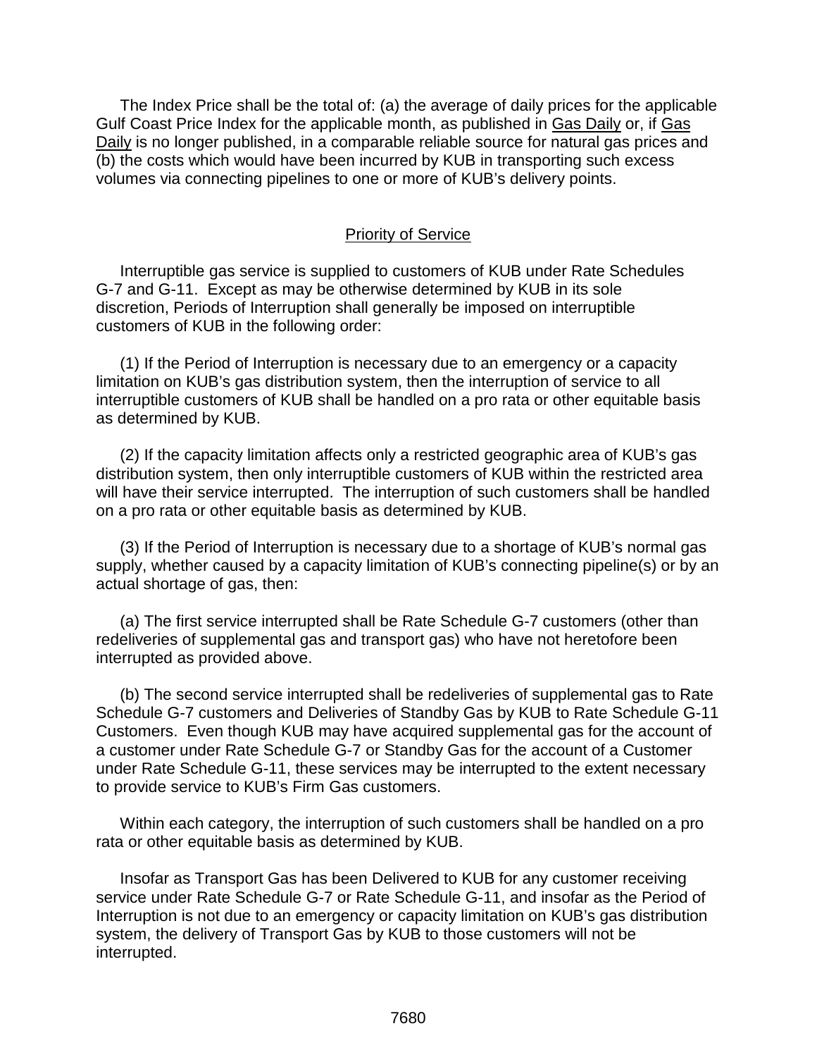The Index Price shall be the total of: (a) the average of daily prices for the applicable Gulf Coast Price Index for the applicable month, as published in Gas Daily or, if Gas Daily is no longer published, in a comparable reliable source for natural gas prices and (b) the costs which would have been incurred by KUB in transporting such excess volumes via connecting pipelines to one or more of KUB's delivery points.

## Priority of Service

Interruptible gas service is supplied to customers of KUB under Rate Schedules G-7 and G-11. Except as may be otherwise determined by KUB in its sole discretion, Periods of Interruption shall generally be imposed on interruptible customers of KUB in the following order:

(1) If the Period of Interruption is necessary due to an emergency or a capacity limitation on KUB's gas distribution system, then the interruption of service to all interruptible customers of KUB shall be handled on a pro rata or other equitable basis as determined by KUB.

(2) If the capacity limitation affects only a restricted geographic area of KUB's gas distribution system, then only interruptible customers of KUB within the restricted area will have their service interrupted. The interruption of such customers shall be handled on a pro rata or other equitable basis as determined by KUB.

(3) If the Period of Interruption is necessary due to a shortage of KUB's normal gas supply, whether caused by a capacity limitation of KUB's connecting pipeline(s) or by an actual shortage of gas, then:

(a) The first service interrupted shall be Rate Schedule G-7 customers (other than redeliveries of supplemental gas and transport gas) who have not heretofore been interrupted as provided above.

(b) The second service interrupted shall be redeliveries of supplemental gas to Rate Schedule G-7 customers and Deliveries of Standby Gas by KUB to Rate Schedule G-11 Customers. Even though KUB may have acquired supplemental gas for the account of a customer under Rate Schedule G-7 or Standby Gas for the account of a Customer under Rate Schedule G-11, these services may be interrupted to the extent necessary to provide service to KUB's Firm Gas customers.

Within each category, the interruption of such customers shall be handled on a pro rata or other equitable basis as determined by KUB.

Insofar as Transport Gas has been Delivered to KUB for any customer receiving service under Rate Schedule G-7 or Rate Schedule G-11, and insofar as the Period of Interruption is not due to an emergency or capacity limitation on KUB's gas distribution system, the delivery of Transport Gas by KUB to those customers will not be interrupted.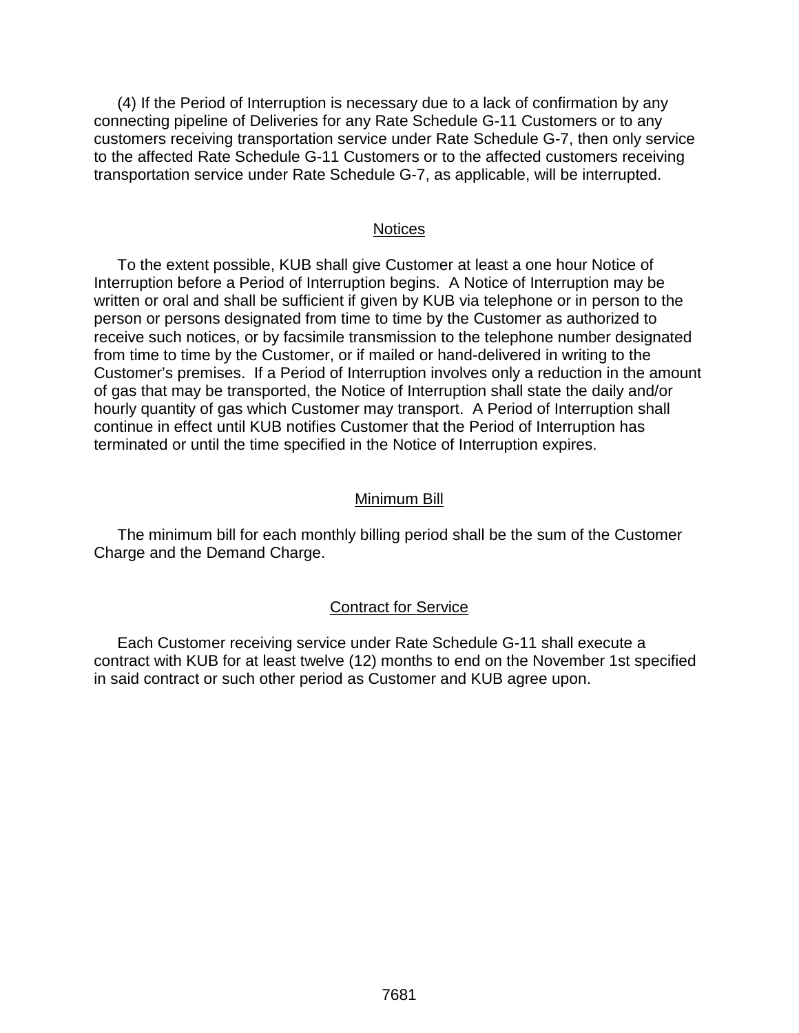(4) If the Period of Interruption is necessary due to a lack of confirmation by any connecting pipeline of Deliveries for any Rate Schedule G-11 Customers or to any customers receiving transportation service under Rate Schedule G-7, then only service to the affected Rate Schedule G-11 Customers or to the affected customers receiving transportation service under Rate Schedule G-7, as applicable, will be interrupted.

## Notices

To the extent possible, KUB shall give Customer at least a one hour Notice of Interruption before a Period of Interruption begins. A Notice of Interruption may be written or oral and shall be sufficient if given by KUB via telephone or in person to the person or persons designated from time to time by the Customer as authorized to receive such notices, or by facsimile transmission to the telephone number designated from time to time by the Customer, or if mailed or hand-delivered in writing to the Customer's premises. If a Period of Interruption involves only a reduction in the amount of gas that may be transported, the Notice of Interruption shall state the daily and/or hourly quantity of gas which Customer may transport. A Period of Interruption shall continue in effect until KUB notifies Customer that the Period of Interruption has terminated or until the time specified in the Notice of Interruption expires.

## Minimum Bill

The minimum bill for each monthly billing period shall be the sum of the Customer Charge and the Demand Charge.

## Contract for Service

Each Customer receiving service under Rate Schedule G-11 shall execute a contract with KUB for at least twelve (12) months to end on the November 1st specified in said contract or such other period as Customer and KUB agree upon.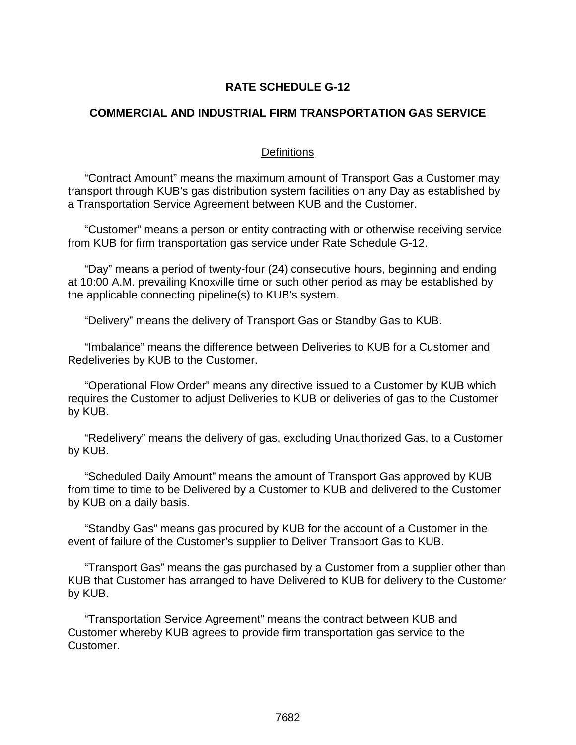# RATE SCHEDULE G-12

## COMMERCIAL AND INDUSTRIAL FIRM TRANSPORTATION GAS SERVICE

### Definitions

"Contract Amount" means the maximum amount of Transport Gas a Customer may transport through KUB's gas distribution system facilities on any Day as established by a Transportation Service Agreement between KUB and the Customer.

"Customer" means a person or entity contracting with or otherwise receiving service from KUB for firm transportation gas service under Rate Schedule G-12.

"Day" means a period of twenty-four (24) consecutive hours, beginning and ending at 10:00 A.M. prevailing Knoxville time or such other period as may be established by the applicable connecting pipeline(s) to KUB's system.

"Delivery" means the delivery of Transport Gas or Standby Gas to KUB.

"Imbalance" means the difference between Deliveries to KUB for a Customer and Redeliveries by KUB to the Customer.

"Operational Flow Order" means any directive issued to a Customer by KUB which requires the Customer to adjust Deliveries to KUB or deliveries of gas to the Customer by KUB.

"Redelivery" means the delivery of gas, excluding Unauthorized Gas, to a Customer by KUB.

"Scheduled Daily Amount" means the amount of Transport Gas approved by KUB from time to time to be Delivered by a Customer to KUB and delivered to the Customer by KUB on a daily basis.

"Standby Gas" means gas procured by KUB for the account of a Customer in the event of failure of the Customer's supplier to Deliver Transport Gas to KUB.

"Transport Gas" means the gas purchased by a Customer from a supplier other than KUB that Customer has arranged to have Delivered to KUB for delivery to the Customer by KUB.

"Transportation Service Agreement" means the contract between KUB and Customer whereby KUB agrees to provide firm transportation gas service to the Customer.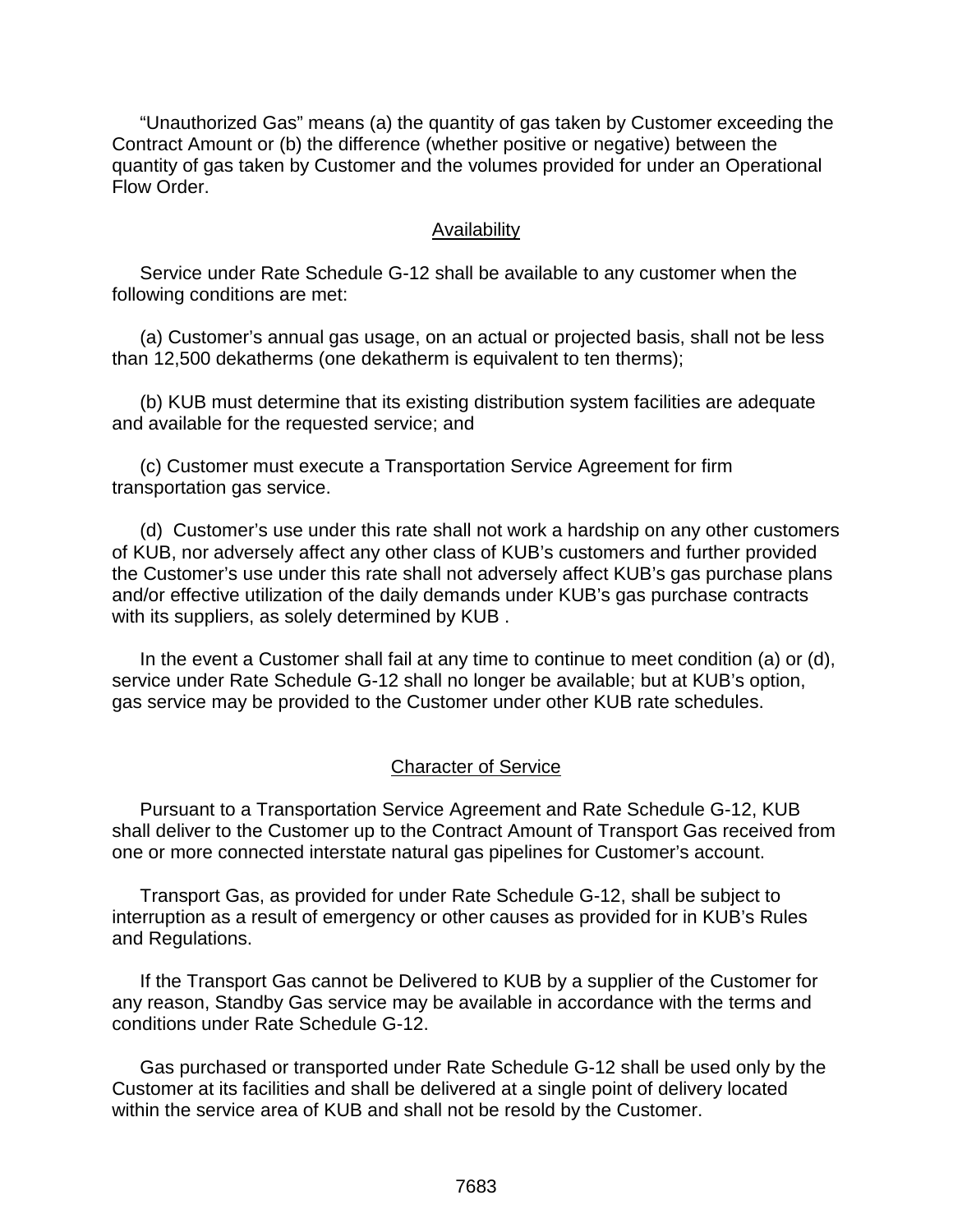"Unauthorized Gas" means (a) the quantity of gas taken by Customer exceeding the Contract Amount or (b) the difference (whether positive or negative) between the quantity of gas taken by Customer and the volumes provided for under an Operational Flow Order.

## Availability

Service under Rate Schedule G-12 shall be available to any customer when the following conditions are met:

(a) Customer's annual gas usage, on an actual or projected basis, shall not be less than 12,500 dekatherms (one dekatherm is equivalent to ten therms);

(b) KUB must determine that its existing distribution system facilities are adequate and available for the requested service; and

(c) Customer must execute a Transportation Service Agreement for firm transportation gas service.

(d) Customer's use under this rate shall not work a hardship on any other customers of KUB, nor adversely affect any other class of KUB's customers and further provided the Customer's use under this rate shall not adversely affect KUB's gas purchase plans and/or effective utilization of the daily demands under KUB's gas purchase contracts with its suppliers, as solely determined by KUB .

In the event a Customer shall fail at any time to continue to meet condition (a) or (d), service under Rate Schedule G-12 shall no longer be available; but at KUB's option, gas service may be provided to the Customer under other KUB rate schedules.

## Character of Service

Pursuant to a Transportation Service Agreement and Rate Schedule G-12, KUB shall deliver to the Customer up to the Contract Amount of Transport Gas received from one or more connected interstate natural gas pipelines for Customer's account.

Transport Gas, as provided for under Rate Schedule G-12, shall be subject to interruption as a result of emergency or other causes as provided for in KUB's Rules and Regulations.

If the Transport Gas cannot be Delivered to KUB by a supplier of the Customer for any reason, Standby Gas service may be available in accordance with the terms and conditions under Rate Schedule G-12.

Gas purchased or transported under Rate Schedule G-12 shall be used only by the Customer at its facilities and shall be delivered at a single point of delivery located within the service area of KUB and shall not be resold by the Customer.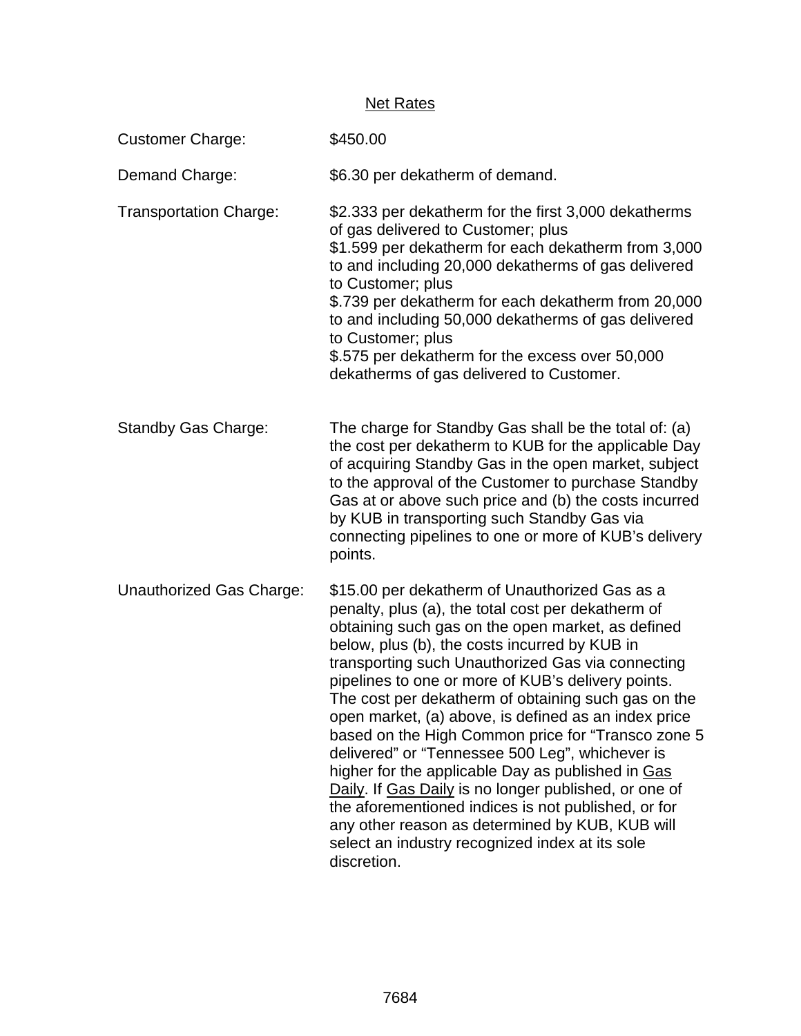<u>Net Rates</u>

Customer Charge: $450.00

Demand Charge: $6.30 per dekatherm of demand.

Transportation Charge: $2.333 per dekatherm for the first 3,000 dekatherms of gas delivered to Customer; plus
$1.599 per dekatherm for each dekatherm from 3,000 to and including 20,000 dekatherms of gas delivered to Customer; plus
$.739 per dekatherm for each dekatherm from 20,000 to and including 50,000 dekatherms of gas delivered to Customer; plus
$.575 per dekatherm for the excess over 50,000 dekatherms of gas delivered to Customer.

Standby Gas Charge: The charge for Standby Gas shall be the total of: (a) the cost per dekatherm to KUB for the applicable Day of acquiring Standby Gas in the open market, subject to the approval of the Customer to purchase Standby Gas at or above such price and (b) the costs incurred by KUB in transporting such Standby Gas via connecting pipelines to one or more of KUB's delivery points.

Unauthorized Gas Charge: $15.00 per dekatherm of Unauthorized Gas as a penalty, plus (a), the total cost per dekatherm of obtaining such gas on the open market, as defined below, plus (b), the costs incurred by KUB in transporting such Unauthorized Gas via connecting pipelines to one or more of KUB's delivery points. The cost per dekatherm of obtaining such gas on the open market, (a) above, is defined as an index price based on the High Common price for "Transco zone 5 delivered" or "Tennessee 500 Leg", whichever is higher for the applicable Day as published in <u>Gas Daily</u>. If <u>Gas Daily</u> is no longer published, or one of the aforementioned indices is not published, or for any other reason as determined by KUB, KUB will select an industry recognized index at its sole discretion.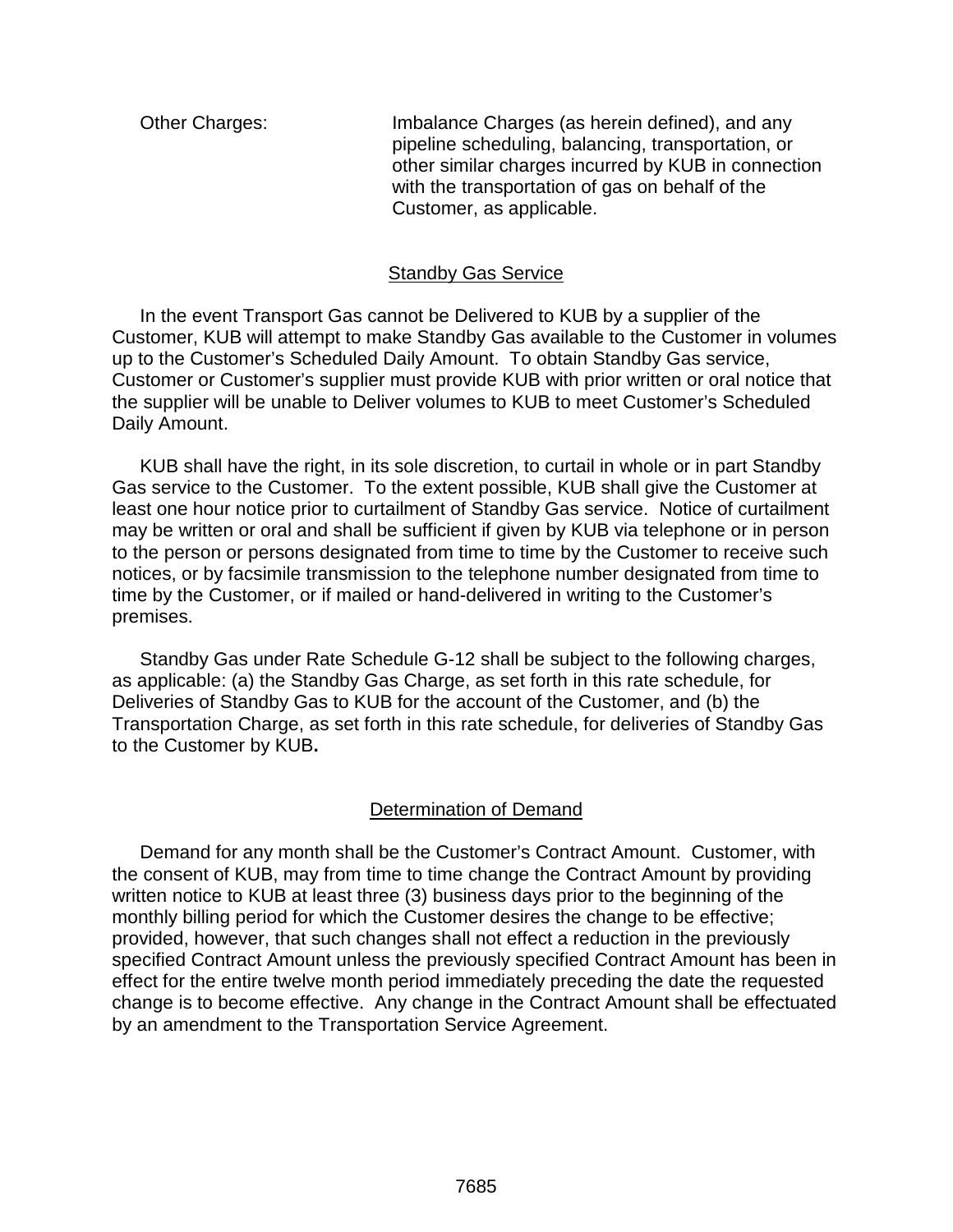Other Charges: Imbalance Charges (as herein defined), and any pipeline scheduling, balancing, transportation, or other similar charges incurred by KUB in connection with the transportation of gas on behalf of the Customer, as applicable.

## Standby Gas Service

In the event Transport Gas cannot be Delivered to KUB by a supplier of the Customer, KUB will attempt to make Standby Gas available to the Customer in volumes up to the Customer's Scheduled Daily Amount. To obtain Standby Gas service, Customer or Customer's supplier must provide KUB with prior written or oral notice that the supplier will be unable to Deliver volumes to KUB to meet Customer's Scheduled Daily Amount.

KUB shall have the right, in its sole discretion, to curtail in whole or in part Standby Gas service to the Customer. To the extent possible, KUB shall give the Customer at least one hour notice prior to curtailment of Standby Gas service. Notice of curtailment may be written or oral and shall be sufficient if given by KUB via telephone or in person to the person or persons designated from time to time by the Customer to receive such notices, or by facsimile transmission to the telephone number designated from time to time by the Customer, or if mailed or hand-delivered in writing to the Customer's premises.

Standby Gas under Rate Schedule G-12 shall be subject to the following charges, as applicable: (a) the Standby Gas Charge, as set forth in this rate schedule, for Deliveries of Standby Gas to KUB for the account of the Customer, and (b) the Transportation Charge, as set forth in this rate schedule, for deliveries of Standby Gas to the Customer by KUB**.**

## Determination of Demand

Demand for any month shall be the Customer's Contract Amount. Customer, with the consent of KUB, may from time to time change the Contract Amount by providing written notice to KUB at least three (3) business days prior to the beginning of the monthly billing period for which the Customer desires the change to be effective; provided, however, that such changes shall not effect a reduction in the previously specified Contract Amount unless the previously specified Contract Amount has been in effect for the entire twelve month period immediately preceding the date the requested change is to become effective. Any change in the Contract Amount shall be effectuated by an amendment to the Transportation Service Agreement.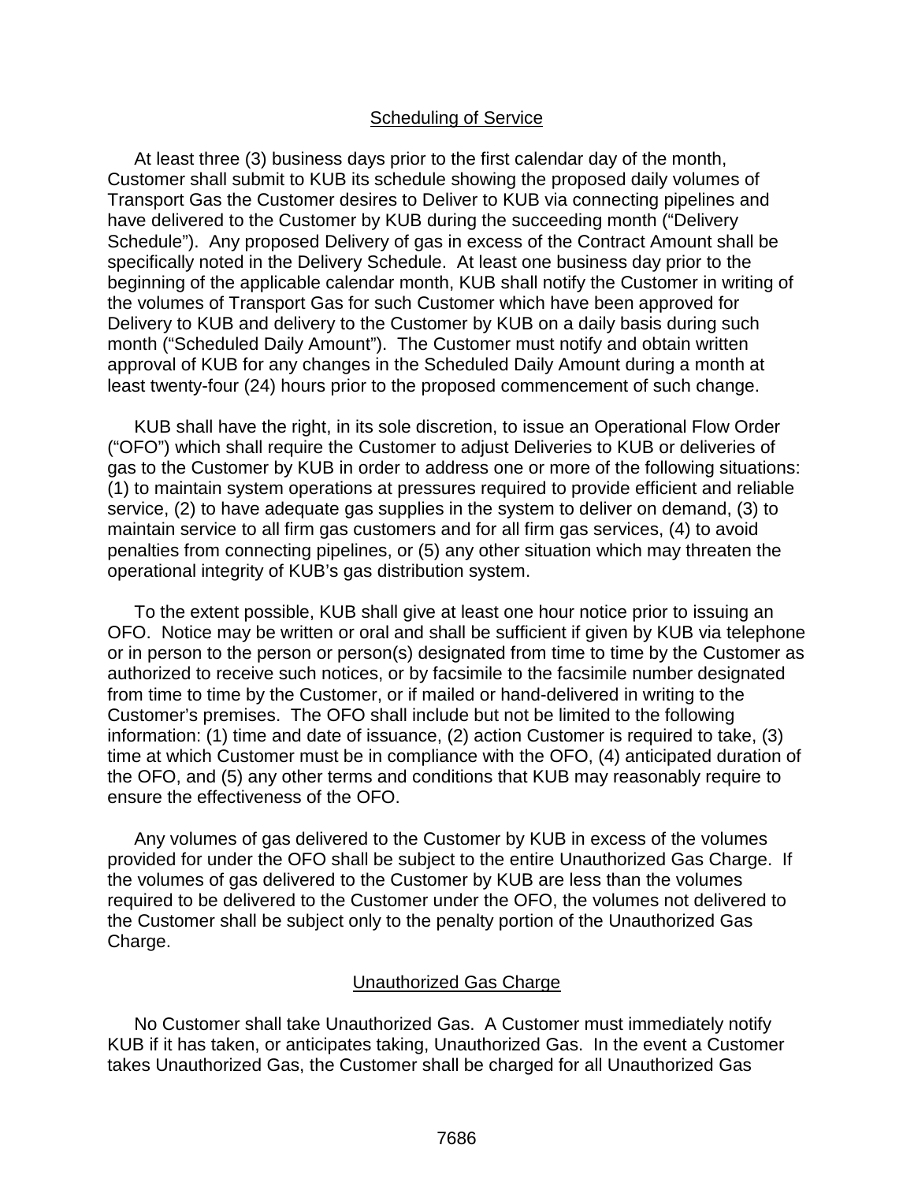## Scheduling of Service

At least three (3) business days prior to the first calendar day of the month, Customer shall submit to KUB its schedule showing the proposed daily volumes of Transport Gas the Customer desires to Deliver to KUB via connecting pipelines and have delivered to the Customer by KUB during the succeeding month ("Delivery Schedule"). Any proposed Delivery of gas in excess of the Contract Amount shall be specifically noted in the Delivery Schedule. At least one business day prior to the beginning of the applicable calendar month, KUB shall notify the Customer in writing of the volumes of Transport Gas for such Customer which have been approved for Delivery to KUB and delivery to the Customer by KUB on a daily basis during such month ("Scheduled Daily Amount"). The Customer must notify and obtain written approval of KUB for any changes in the Scheduled Daily Amount during a month at least twenty-four (24) hours prior to the proposed commencement of such change.

KUB shall have the right, in its sole discretion, to issue an Operational Flow Order ("OFO") which shall require the Customer to adjust Deliveries to KUB or deliveries of gas to the Customer by KUB in order to address one or more of the following situations: (1) to maintain system operations at pressures required to provide efficient and reliable service, (2) to have adequate gas supplies in the system to deliver on demand, (3) to maintain service to all firm gas customers and for all firm gas services, (4) to avoid penalties from connecting pipelines, or (5) any other situation which may threaten the operational integrity of KUB's gas distribution system.

To the extent possible, KUB shall give at least one hour notice prior to issuing an OFO. Notice may be written or oral and shall be sufficient if given by KUB via telephone or in person to the person or person(s) designated from time to time by the Customer as authorized to receive such notices, or by facsimile to the facsimile number designated from time to time by the Customer, or if mailed or hand-delivered in writing to the Customer's premises. The OFO shall include but not be limited to the following information: (1) time and date of issuance, (2) action Customer is required to take, (3) time at which Customer must be in compliance with the OFO, (4) anticipated duration of the OFO, and (5) any other terms and conditions that KUB may reasonably require to ensure the effectiveness of the OFO.

Any volumes of gas delivered to the Customer by KUB in excess of the volumes provided for under the OFO shall be subject to the entire Unauthorized Gas Charge. If the volumes of gas delivered to the Customer by KUB are less than the volumes required to be delivered to the Customer under the OFO, the volumes not delivered to the Customer shall be subject only to the penalty portion of the Unauthorized Gas Charge.

## Unauthorized Gas Charge

No Customer shall take Unauthorized Gas. A Customer must immediately notify KUB if it has taken, or anticipates taking, Unauthorized Gas. In the event a Customer takes Unauthorized Gas, the Customer shall be charged for all Unauthorized Gas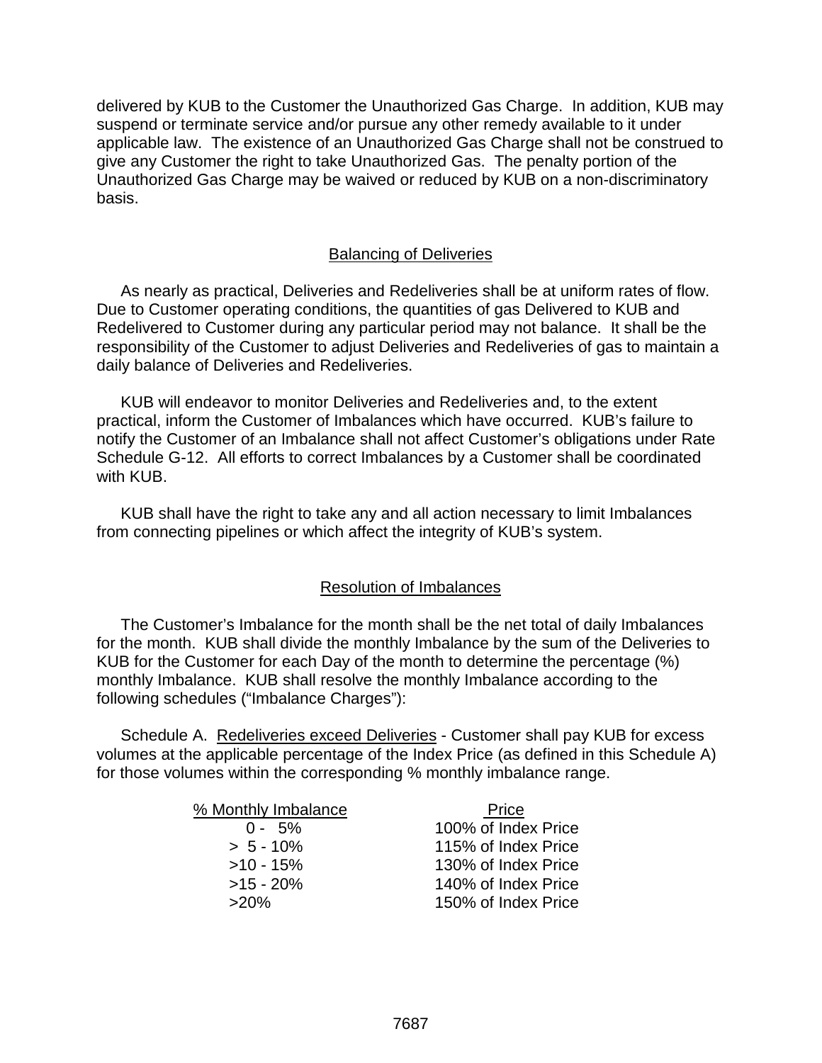delivered by KUB to the Customer the Unauthorized Gas Charge. In addition, KUB may suspend or terminate service and/or pursue any other remedy available to it under applicable law. The existence of an Unauthorized Gas Charge shall not be construed to give any Customer the right to take Unauthorized Gas. The penalty portion of the Unauthorized Gas Charge may be waived or reduced by KUB on a non-discriminatory basis.

## Balancing of Deliveries

As nearly as practical, Deliveries and Redeliveries shall be at uniform rates of flow. Due to Customer operating conditions, the quantities of gas Delivered to KUB and Redelivered to Customer during any particular period may not balance. It shall be the responsibility of the Customer to adjust Deliveries and Redeliveries of gas to maintain a daily balance of Deliveries and Redeliveries.

KUB will endeavor to monitor Deliveries and Redeliveries and, to the extent practical, inform the Customer of Imbalances which have occurred. KUB's failure to notify the Customer of an Imbalance shall not affect Customer's obligations under Rate Schedule G-12. All efforts to correct Imbalances by a Customer shall be coordinated with KUB.

KUB shall have the right to take any and all action necessary to limit Imbalances from connecting pipelines or which affect the integrity of KUB's system.

## Resolution of Imbalances

The Customer's Imbalance for the month shall be the net total of daily Imbalances for the month. KUB shall divide the monthly Imbalance by the sum of the Deliveries to KUB for the Customer for each Day of the month to determine the percentage (%) monthly Imbalance. KUB shall resolve the monthly Imbalance according to the following schedules ("Imbalance Charges"):

Schedule A. Redeliveries exceed Deliveries - Customer shall pay KUB for excess volumes at the applicable percentage of the Index Price (as defined in this Schedule A) for those volumes within the corresponding % monthly imbalance range.

| % Monthly Imbalance | Price |
|---|---|
| 0 - 5% | 100% of Index Price |
| > 5 - 10% | 115% of Index Price |
| >10 - 15% | 130% of Index Price |
| >15 - 20% | 140% of Index Price |
| >20% | 150% of Index Price |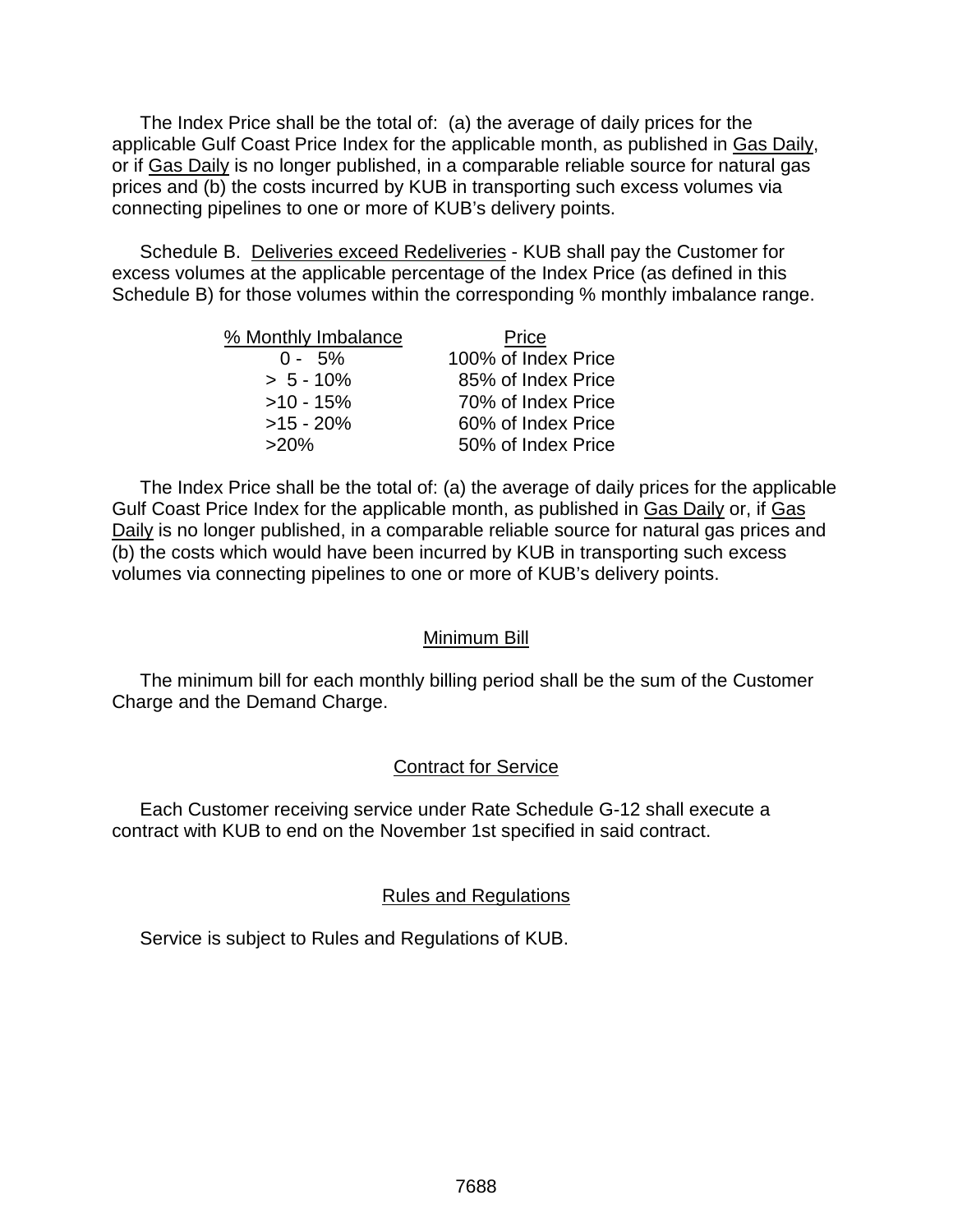The Index Price shall be the total of: (a) the average of daily prices for the applicable Gulf Coast Price Index for the applicable month, as published in Gas Daily, or if Gas Daily is no longer published, in a comparable reliable source for natural gas prices and (b) the costs incurred by KUB in transporting such excess volumes via connecting pipelines to one or more of KUB's delivery points.

Schedule B. Deliveries exceed Redeliveries - KUB shall pay the Customer for excess volumes at the applicable percentage of the Index Price (as defined in this Schedule B) for those volumes within the corresponding % monthly imbalance range.

| % Monthly Imbalance | Price |
|---|---|
| 0 - 5% | 100% of Index Price |
| > 5 - 10% | 85% of Index Price |
| >10 - 15% | 70% of Index Price |
| >15 - 20% | 60% of Index Price |
| >20% | 50% of Index Price |

The Index Price shall be the total of: (a) the average of daily prices for the applicable Gulf Coast Price Index for the applicable month, as published in Gas Daily or, if Gas Daily is no longer published, in a comparable reliable source for natural gas prices and (b) the costs which would have been incurred by KUB in transporting such excess volumes via connecting pipelines to one or more of KUB's delivery points.

## Minimum Bill

The minimum bill for each monthly billing period shall be the sum of the Customer Charge and the Demand Charge.

## Contract for Service

Each Customer receiving service under Rate Schedule G-12 shall execute a contract with KUB to end on the November 1st specified in said contract.

## Rules and Regulations

Service is subject to Rules and Regulations of KUB.